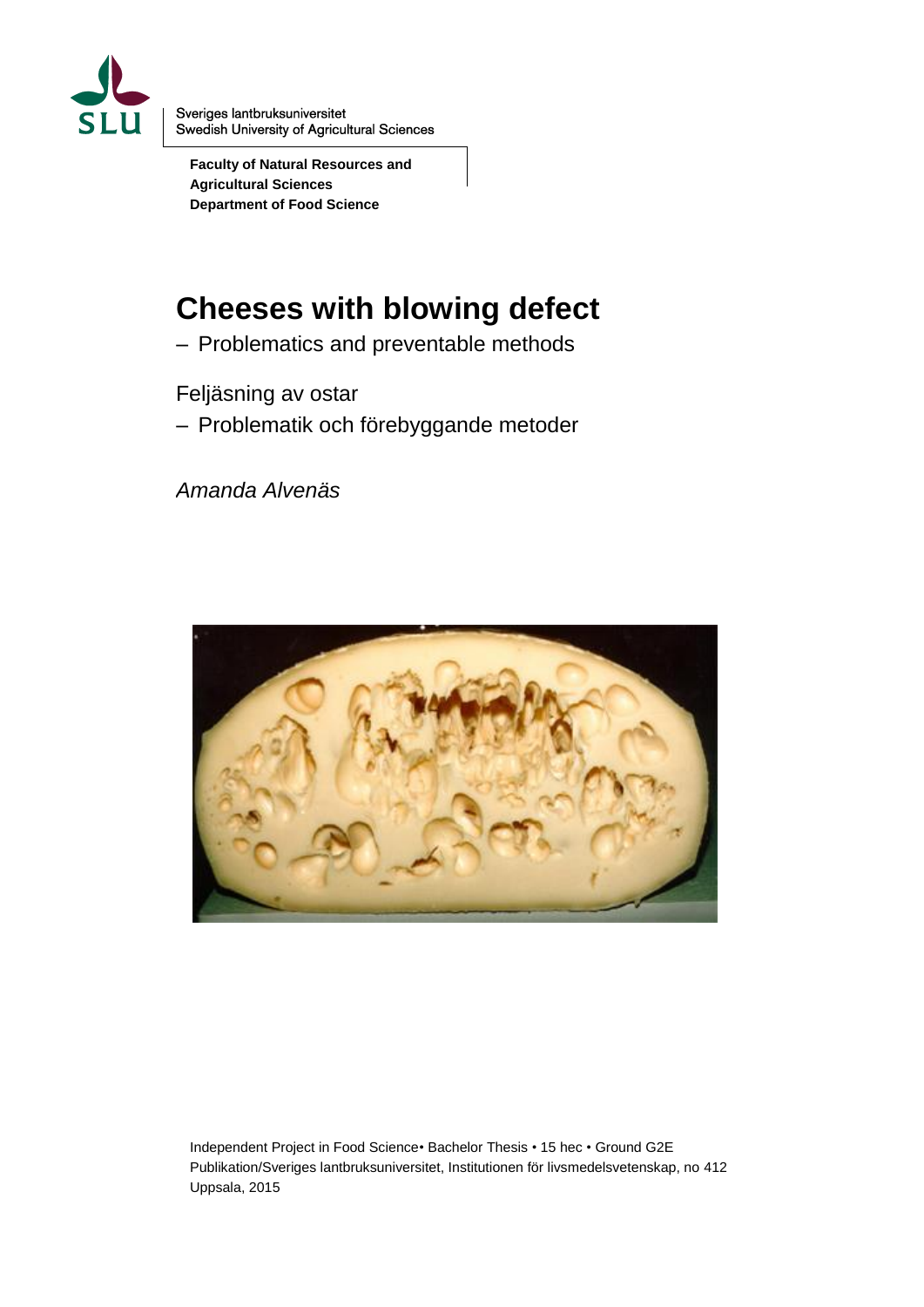Sveriges lantbruksuniversitet
Swedish University of Agricultural Sciences

**Faculty of Natural Resources and Agricultural Sciences**
**Department of Food Science**

# Cheeses with blowing defect

– Problematics and preventable methods

Feljäsning av ostar

– Problematik och förebyggande metoder

*Amanda Alvenäs*

Independent Project in Food Science• Bachelor Thesis • 15 hec • Ground G2E
Publikation/Sveriges lantbruksuniversitet, Institutionen för livsmedelsvetenskap, no 412
Uppsala, 2015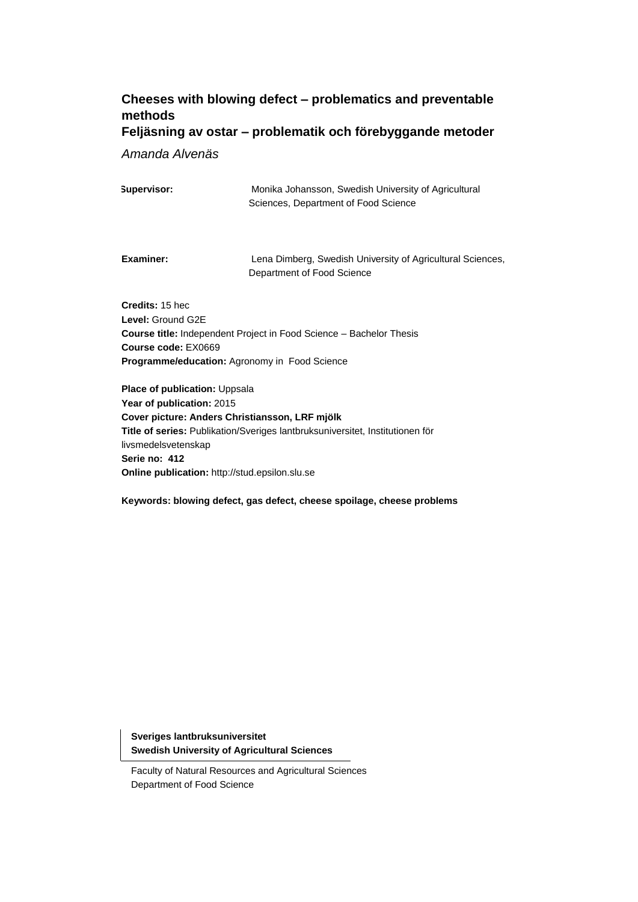**Cheeses with blowing defect – problematics and preventable methods**
**Feljäsning av ostar – problematik och förebyggande metoder**

*Amanda Alvenäs*

**Supervisor:** Monika Johansson, Swedish University of Agricultural Sciences, Department of Food Science

**Examiner:** Lena Dimberg, Swedish University of Agricultural Sciences, Department of Food Science

**Credits:** 15 hec
**Level:** Ground G2E
**Course title:** Independent Project in Food Science – Bachelor Thesis
**Course code:** EX0669
**Programme/education:** Agronomy in Food Science

**Place of publication:** Uppsala
**Year of publication:** 2015
**Cover picture: Anders Christiansson, LRF mjölk**
**Title of series:** Publikation/Sveriges lantbruksuniversitet, Institutionen för livsmedelsvetenskap
**Serie no: 412**
**Online publication:** http://stud.epsilon.slu.se

**Keywords: blowing defect, gas defect, cheese spoilage, cheese problems**

**Sveriges lantbruksuniversitet**
**Swedish University of Agricultural Sciences**

Faculty of Natural Resources and Agricultural Sciences
Department of Food Science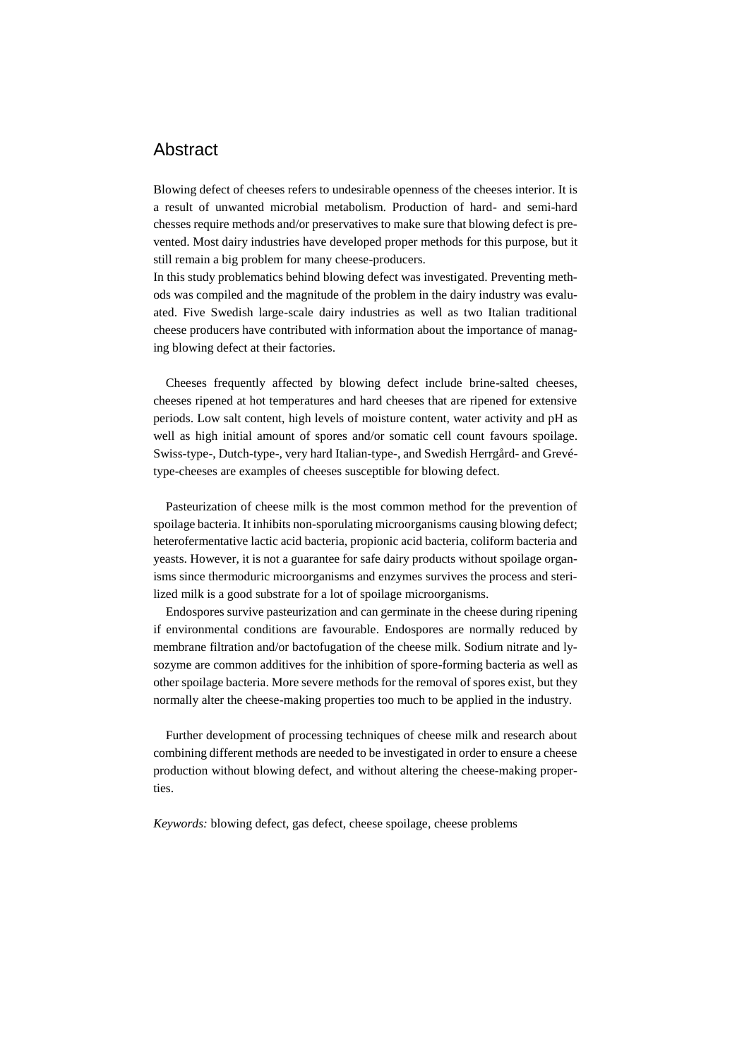# Abstract

Blowing defect of cheeses refers to undesirable openness of the cheeses interior. It is a result of unwanted microbial metabolism. Production of hard- and semi-hard chesses require methods and/or preservatives to make sure that blowing defect is prevented. Most dairy industries have developed proper methods for this purpose, but it still remain a big problem for many cheese-producers.

In this study problematics behind blowing defect was investigated. Preventing methods was compiled and the magnitude of the problem in the dairy industry was evaluated. Five Swedish large-scale dairy industries as well as two Italian traditional cheese producers have contributed with information about the importance of managing blowing defect at their factories.

Cheeses frequently affected by blowing defect include brine-salted cheeses, cheeses ripened at hot temperatures and hard cheeses that are ripened for extensive periods. Low salt content, high levels of moisture content, water activity and pH as well as high initial amount of spores and/or somatic cell count favours spoilage. Swiss-type-, Dutch-type-, very hard Italian-type-, and Swedish Herrgård- and Grevé-type-cheeses are examples of cheeses susceptible for blowing defect.

Pasteurization of cheese milk is the most common method for the prevention of spoilage bacteria. It inhibits non-sporulating microorganisms causing blowing defect; heterofermentative lactic acid bacteria, propionic acid bacteria, coliform bacteria and yeasts. However, it is not a guarantee for safe dairy products without spoilage organisms since thermoduric microorganisms and enzymes survives the process and sterilized milk is a good substrate for a lot of spoilage microorganisms.

Endospores survive pasteurization and can germinate in the cheese during ripening if environmental conditions are favourable. Endospores are normally reduced by membrane filtration and/or bactofugation of the cheese milk. Sodium nitrate and lysozyme are common additives for the inhibition of spore-forming bacteria as well as other spoilage bacteria. More severe methods for the removal of spores exist, but they normally alter the cheese-making properties too much to be applied in the industry.

Further development of processing techniques of cheese milk and research about combining different methods are needed to be investigated in order to ensure a cheese production without blowing defect, and without altering the cheese-making properties.

*Keywords:* blowing defect, gas defect, cheese spoilage, cheese problems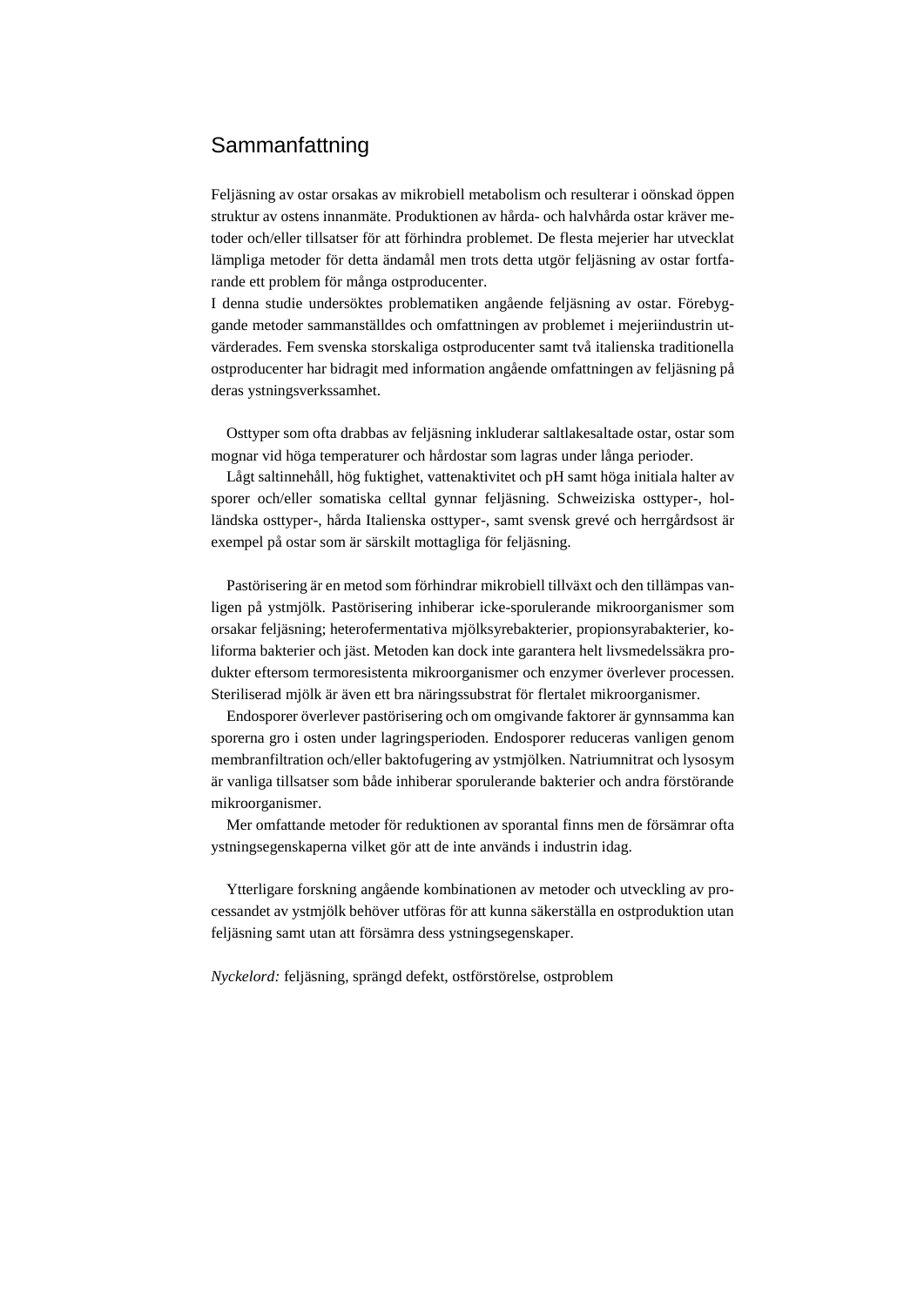## Sammanfattning

Feljäsning av ostar orsakas av mikrobiell metabolism och resulterar i oönskad öppen struktur av ostens innanmäte. Produktionen av hårda- och halvhårda ostar kräver metoder och/eller tillsatser för att förhindra problemet. De flesta mejerier har utvecklat lämpliga metoder för detta ändamål men trots detta utgör feljäsning av ostar fortfarande ett problem för många ostproducenter.
I denna studie undersöktes problematiken angående feljäsning av ostar. Förebyggande metoder sammanställdes och omfattningen av problemet i mejeriindustrin utvärderades. Fem svenska storskaliga ostproducenter samt två italienska traditionella ostproducenter har bidragit med information angående omfattningen av feljäsning på deras ystningsverkssamhet.

Osttyper som ofta drabbas av feljäsning inkluderar saltlakesaltade ostar, ostar som mognar vid höga temperaturer och hårdostar som lagras under långa perioder.

Lågt saltinnehåll, hög fuktighet, vattenaktivitet och pH samt höga initiala halter av sporer och/eller somatiska celltal gynnar feljäsning. Schweiziska osttyper-, holländska osttyper-, hårda Italienska osttyper-, samt svensk grevé och herrgårdsost är exempel på ostar som är särskilt mottagliga för feljäsning.

Pastörisering är en metod som förhindrar mikrobiell tillväxt och den tillämpas vanligen på ystmjölk. Pastörisering inhiberar icke-sporulerande mikroorganismer som orsakar feljäsning; heterofermentativa mjölksyrebakterier, propionsyrabakterier, koliforma bakterier och jäst. Metoden kan dock inte garantera helt livsmedelssäkra produkter eftersom termoresistenta mikroorganismer och enzymer överlever processen. Steriliserad mjölk är även ett bra näringssubstrat för flertalet mikroorganismer.

Endosporer överlever pastörisering och om omgivande faktorer är gynnsamma kan sporerna gro i osten under lagringsperioden. Endosporer reduceras vanligen genom membranfiltration och/eller baktofugering av ystmjölken. Natriumnitrat och lysosym är vanliga tillsatser som både inhiberar sporulerande bakterier och andra förstörande mikroorganismer.

Mer omfattande metoder för reduktionen av sporantal finns men de försämrar ofta ystningsegenskaperna vilket gör att de inte används i industrin idag.

Ytterligare forskning angående kombinationen av metoder och utveckling av processandet av ystmjölk behöver utföras för att kunna säkerställa en ostproduktion utan feljäsning samt utan att försämra dess ystningsegenskaper.

*Nyckelord:* feljäsning, sprängd defekt, ostförstörelse, ostproblem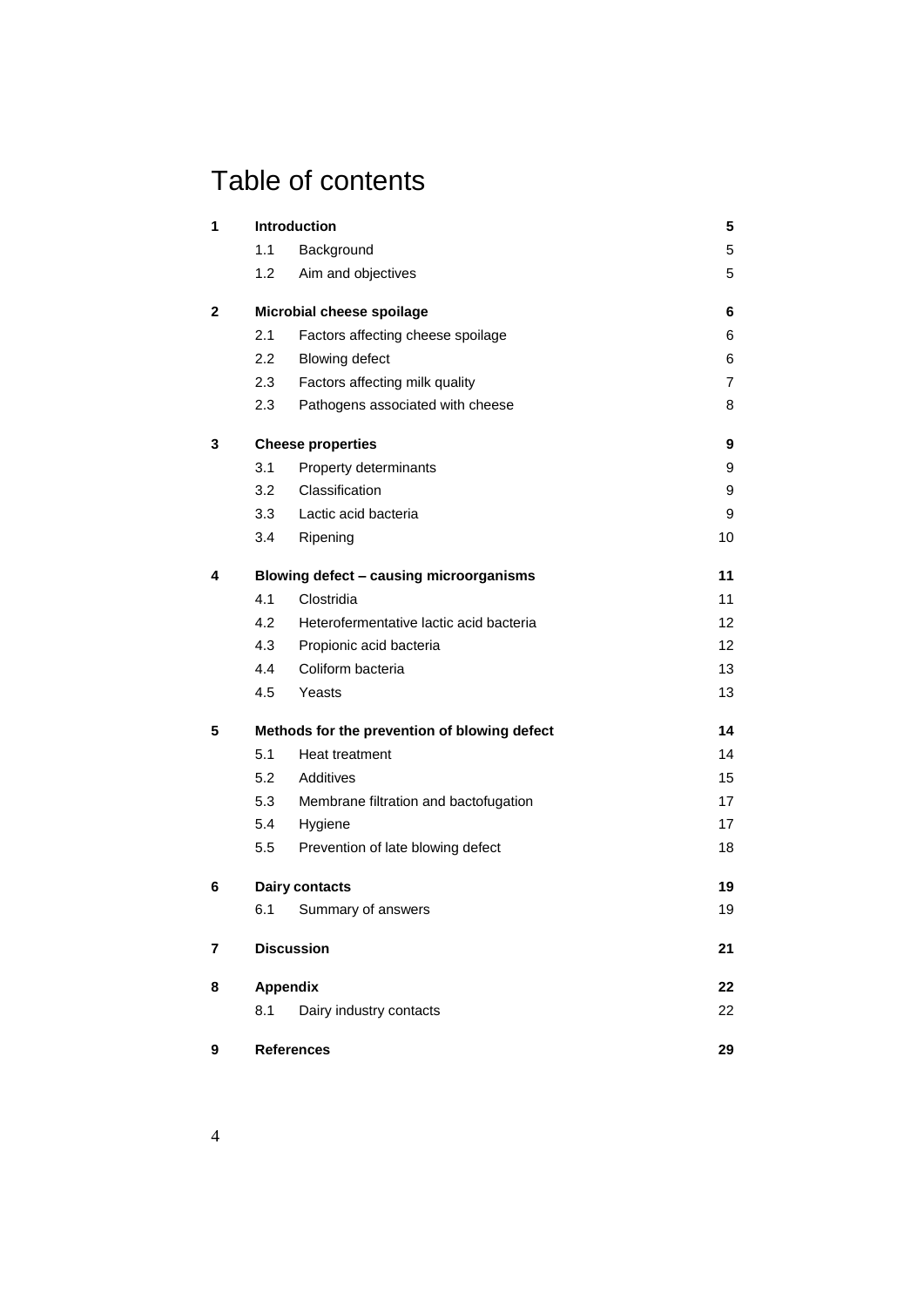# Table of contents

| | | | |
|---|---|---|---|
| **1** | **Introduction** | | **5** |
| | 1.1 | Background | 5 |
| | 1.2 | Aim and objectives | 5 |
| **2** | **Microbial cheese spoilage** | | **6** |
| | 2.1 | Factors affecting cheese spoilage | 6 |
| | 2.2 | Blowing defect | 6 |
| | 2.3 | Factors affecting milk quality | 7 |
| | 2.3 | Pathogens associated with cheese | 8 |
| **3** | **Cheese properties** | | **9** |
| | 3.1 | Property determinants | 9 |
| | 3.2 | Classification | 9 |
| | 3.3 | Lactic acid bacteria | 9 |
| | 3.4 | Ripening | 10 |
| **4** | **Blowing defect – causing microorganisms** | | **11** |
| | 4.1 | Clostridia | 11 |
| | 4.2 | Heterofermentative lactic acid bacteria | 12 |
| | 4.3 | Propionic acid bacteria | 12 |
| | 4.4 | Coliform bacteria | 13 |
| | 4.5 | Yeasts | 13 |
| **5** | **Methods for the prevention of blowing defect** | | **14** |
| | 5.1 | Heat treatment | 14 |
| | 5.2 | Additives | 15 |
| | 5.3 | Membrane filtration and bactofugation | 17 |
| | 5.4 | Hygiene | 17 |
| | 5.5 | Prevention of late blowing defect | 18 |
| **6** | **Dairy contacts** | | **19** |
| | 6.1 | Summary of answers | 19 |
| **7** | **Discussion** | | **21** |
| **8** | **Appendix** | | **22** |
| | 8.1 | Dairy industry contacts | 22 |
| **9** | **References** | | **29** |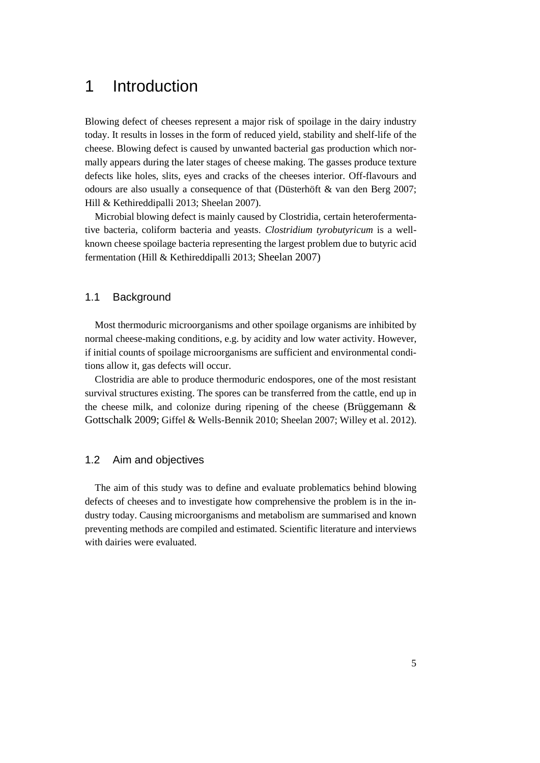# 1 Introduction

Blowing defect of cheeses represent a major risk of spoilage in the dairy industry today. It results in losses in the form of reduced yield, stability and shelf-life of the cheese. Blowing defect is caused by unwanted bacterial gas production which normally appears during the later stages of cheese making. The gasses produce texture defects like holes, slits, eyes and cracks of the cheeses interior. Off-flavours and odours are also usually a consequence of that (Düsterhöft & van den Berg 2007; Hill & Kethireddipalli 2013; Sheelan 2007).

Microbial blowing defect is mainly caused by Clostridia, certain heterofermentative bacteria, coliform bacteria and yeasts. *Clostridium tyrobutyricum* is a well-known cheese spoilage bacteria representing the largest problem due to butyric acid fermentation (Hill & Kethireddipalli 2013; Sheelan 2007)

## 1.1 Background

Most thermoduric microorganisms and other spoilage organisms are inhibited by normal cheese-making conditions, e.g. by acidity and low water activity. However, if initial counts of spoilage microorganisms are sufficient and environmental conditions allow it, gas defects will occur.

Clostridia are able to produce thermoduric endospores, one of the most resistant survival structures existing. The spores can be transferred from the cattle, end up in the cheese milk, and colonize during ripening of the cheese (Brüggemann & Gottschalk 2009; Giffel & Wells-Bennik 2010; Sheelan 2007; Willey et al. 2012).

## 1.2 Aim and objectives

The aim of this study was to define and evaluate problematics behind blowing defects of cheeses and to investigate how comprehensive the problem is in the industry today. Causing microorganisms and metabolism are summarised and known preventing methods are compiled and estimated. Scientific literature and interviews with dairies were evaluated.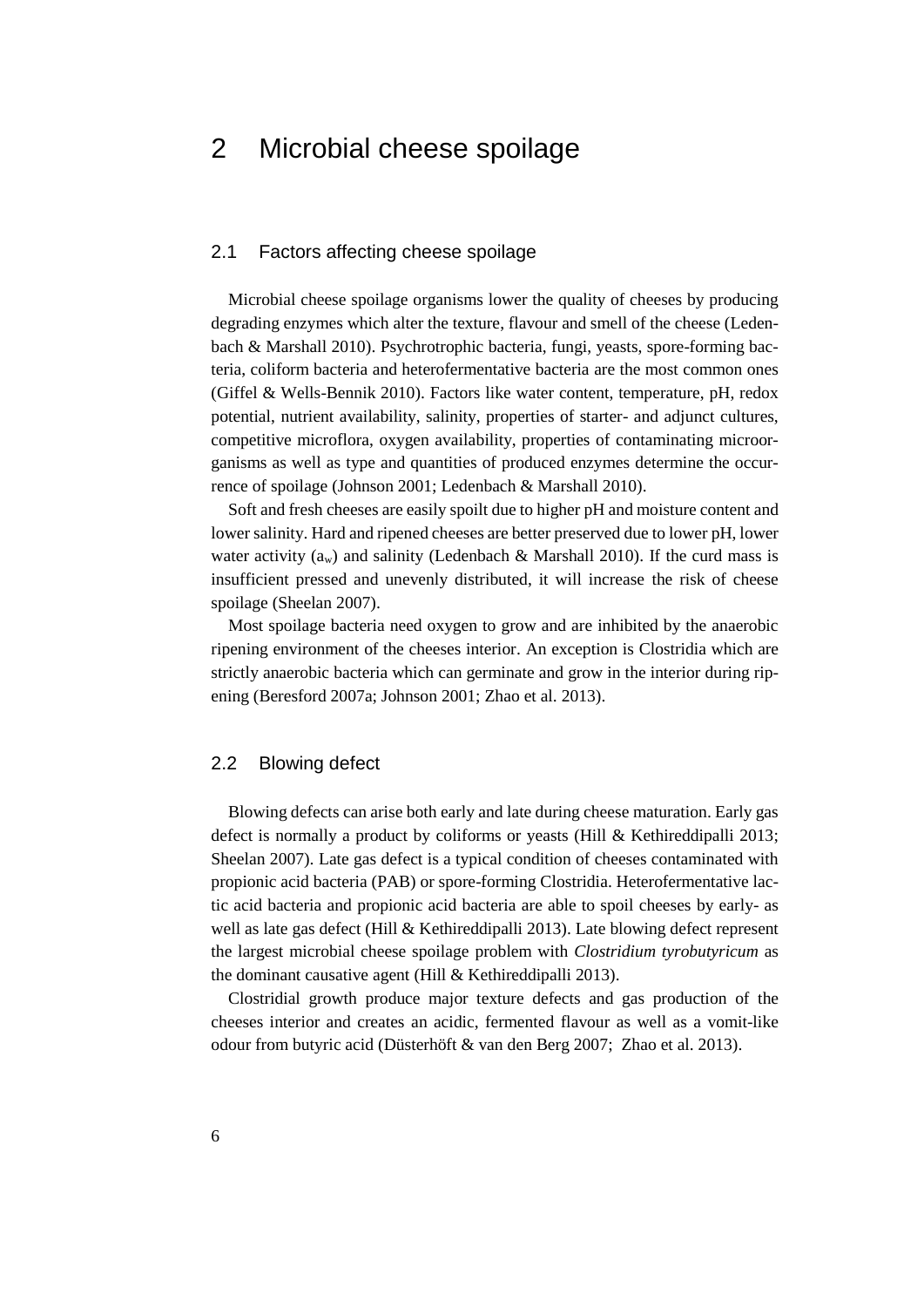# 2 Microbial cheese spoilage

## 2.1 Factors affecting cheese spoilage

Microbial cheese spoilage organisms lower the quality of cheeses by producing degrading enzymes which alter the texture, flavour and smell of the cheese (Ledenbach & Marshall 2010). Psychrotrophic bacteria, fungi, yeasts, spore-forming bacteria, coliform bacteria and heterofermentative bacteria are the most common ones (Giffel & Wells-Bennik 2010). Factors like water content, temperature, pH, redox potential, nutrient availability, salinity, properties of starter- and adjunct cultures, competitive microflora, oxygen availability, properties of contaminating microorganisms as well as type and quantities of produced enzymes determine the occurrence of spoilage (Johnson 2001; Ledenbach & Marshall 2010).

Soft and fresh cheeses are easily spoilt due to higher pH and moisture content and lower salinity. Hard and ripened cheeses are better preserved due to lower pH, lower water activity ($a_w$) and salinity (Ledenbach & Marshall 2010). If the curd mass is insufficient pressed and unevenly distributed, it will increase the risk of cheese spoilage (Sheelan 2007).

Most spoilage bacteria need oxygen to grow and are inhibited by the anaerobic ripening environment of the cheeses interior. An exception is Clostridia which are strictly anaerobic bacteria which can germinate and grow in the interior during ripening (Beresford 2007a; Johnson 2001; Zhao et al. 2013).

## 2.2 Blowing defect

Blowing defects can arise both early and late during cheese maturation. Early gas defect is normally a product by coliforms or yeasts (Hill & Kethireddipalli 2013; Sheelan 2007). Late gas defect is a typical condition of cheeses contaminated with propionic acid bacteria (PAB) or spore-forming Clostridia. Heterofermentative lactic acid bacteria and propionic acid bacteria are able to spoil cheeses by early- as well as late gas defect (Hill & Kethireddipalli 2013). Late blowing defect represent the largest microbial cheese spoilage problem with *Clostridium tyrobutyricum* as the dominant causative agent (Hill & Kethireddipalli 2013).

Clostridial growth produce major texture defects and gas production of the cheeses interior and creates an acidic, fermented flavour as well as a vomit-like odour from butyric acid (Düsterhöft & van den Berg 2007; Zhao et al. 2013).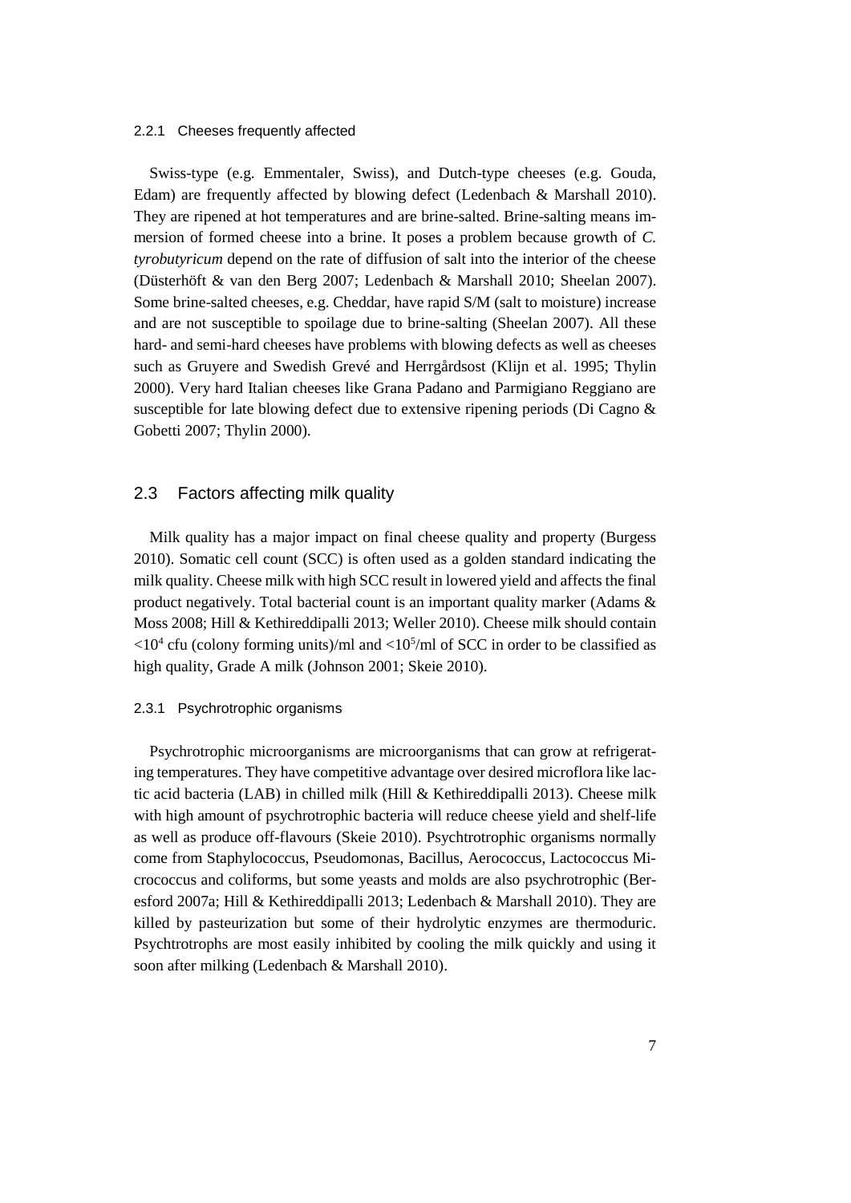#### 2.2.1 Cheeses frequently affected

Swiss-type (e.g. Emmentaler, Swiss), and Dutch-type cheeses (e.g. Gouda, Edam) are frequently affected by blowing defect (Ledenbach & Marshall 2010). They are ripened at hot temperatures and are brine-salted. Brine-salting means immersion of formed cheese into a brine. It poses a problem because growth of *C. tyrobutyricum* depend on the rate of diffusion of salt into the interior of the cheese (Düsterhöft & van den Berg 2007; Ledenbach & Marshall 2010; Sheelan 2007). Some brine-salted cheeses, e.g. Cheddar, have rapid S/M (salt to moisture) increase and are not susceptible to spoilage due to brine-salting (Sheelan 2007). All these hard- and semi-hard cheeses have problems with blowing defects as well as cheeses such as Gruyere and Swedish Grevé and Herrgårdsost (Klijn et al. 1995; Thylin 2000). Very hard Italian cheeses like Grana Padano and Parmigiano Reggiano are susceptible for late blowing defect due to extensive ripening periods (Di Cagno & Gobetti 2007; Thylin 2000).

### 2.3 Factors affecting milk quality

Milk quality has a major impact on final cheese quality and property (Burgess 2010). Somatic cell count (SCC) is often used as a golden standard indicating the milk quality. Cheese milk with high SCC result in lowered yield and affects the final product negatively. Total bacterial count is an important quality marker (Adams & Moss 2008; Hill & Kethireddipalli 2013; Weller 2010). Cheese milk should contain $<10^4$ cfu (colony forming units)/ml and $<10^5$/ml of SCC in order to be classified as high quality, Grade A milk (Johnson 2001; Skeie 2010).

#### 2.3.1 Psychrotrophic organisms

Psychrotrophic microorganisms are microorganisms that can grow at refrigerating temperatures. They have competitive advantage over desired microflora like lactic acid bacteria (LAB) in chilled milk (Hill & Kethireddipalli 2013). Cheese milk with high amount of psychrotrophic bacteria will reduce cheese yield and shelf-life as well as produce off-flavours (Skeie 2010). Psychtrotrophic organisms normally come from Staphylococcus, Pseudomonas, Bacillus, Aerococcus, Lactococcus Micrococcus and coliforms, but some yeasts and molds are also psychrotrophic (Beresford 2007a; Hill & Kethireddipalli 2013; Ledenbach & Marshall 2010). They are killed by pasteurization but some of their hydrolytic enzymes are thermoduric. Psychtrotrophs are most easily inhibited by cooling the milk quickly and using it soon after milking (Ledenbach & Marshall 2010).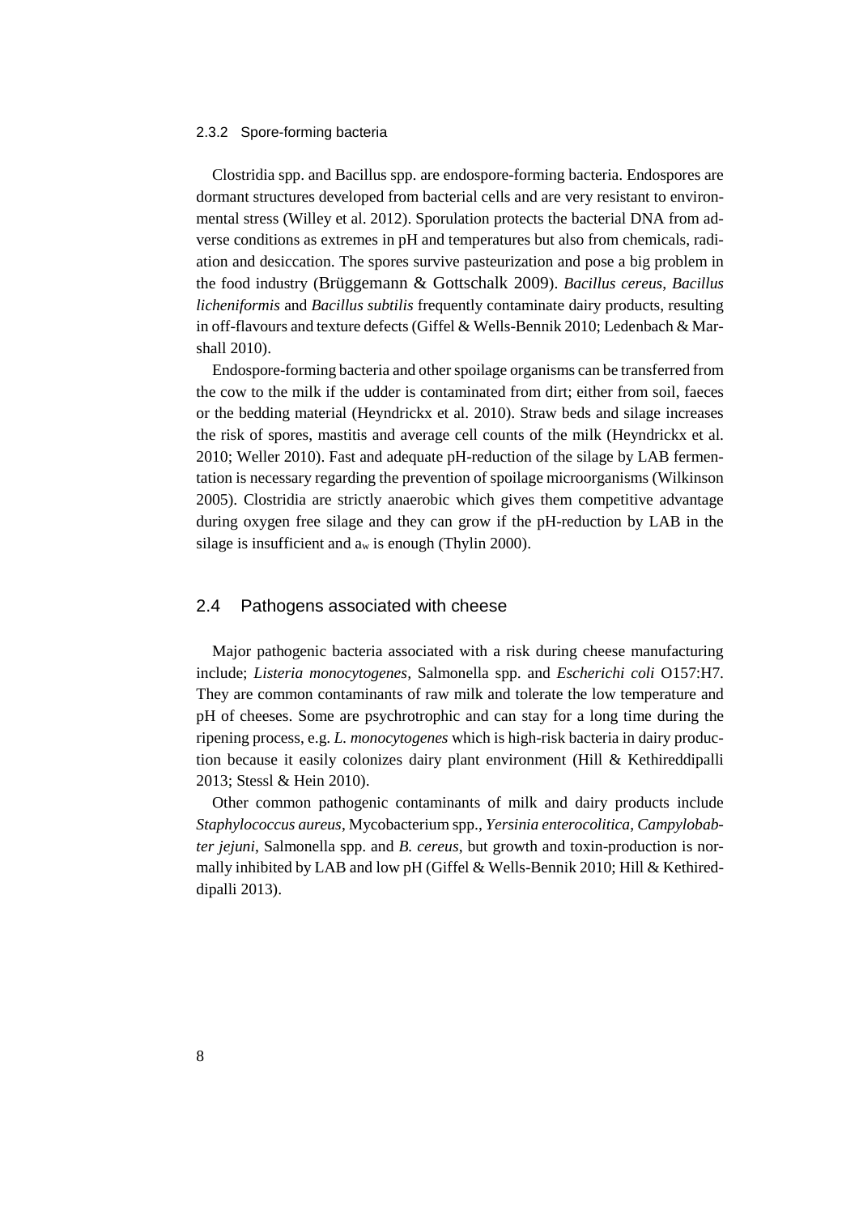### 2.3.2 Spore-forming bacteria

Clostridia spp. and Bacillus spp. are endospore-forming bacteria. Endospores are dormant structures developed from bacterial cells and are very resistant to environmental stress (Willey et al. 2012). Sporulation protects the bacterial DNA from adverse conditions as extremes in pH and temperatures but also from chemicals, radiation and desiccation. The spores survive pasteurization and pose a big problem in the food industry (Brüggemann & Gottschalk 2009). *Bacillus cereus*, *Bacillus licheniformis* and *Bacillus subtilis* frequently contaminate dairy products, resulting in off-flavours and texture defects (Giffel & Wells-Bennik 2010; Ledenbach & Marshall 2010).

Endospore-forming bacteria and other spoilage organisms can be transferred from the cow to the milk if the udder is contaminated from dirt; either from soil, faeces or the bedding material (Heyndrickx et al. 2010). Straw beds and silage increases the risk of spores, mastitis and average cell counts of the milk (Heyndrickx et al. 2010; Weller 2010). Fast and adequate pH-reduction of the silage by LAB fermentation is necessary regarding the prevention of spoilage microorganisms (Wilkinson 2005). Clostridia are strictly anaerobic which gives them competitive advantage during oxygen free silage and they can grow if the pH-reduction by LAB in the silage is insufficient and $a_w$ is enough (Thylin 2000).

## 2.4 Pathogens associated with cheese

Major pathogenic bacteria associated with a risk during cheese manufacturing include; *Listeria monocytogenes*, Salmonella spp. and *Escherichi coli* O157:H7. They are common contaminants of raw milk and tolerate the low temperature and pH of cheeses. Some are psychrotrophic and can stay for a long time during the ripening process, e.g. *L. monocytogenes* which is high-risk bacteria in dairy production because it easily colonizes dairy plant environment (Hill & Kethireddipalli 2013; Stessl & Hein 2010).

Other common pathogenic contaminants of milk and dairy products include *Staphylococcus aureus*, Mycobacterium spp., *Yersinia enterocolitica*, *Campylobabter jejuni*, Salmonella spp. and *B. cereus*, but growth and toxin-production is normally inhibited by LAB and low pH (Giffel & Wells-Bennik 2010; Hill & Kethireddipalli 2013).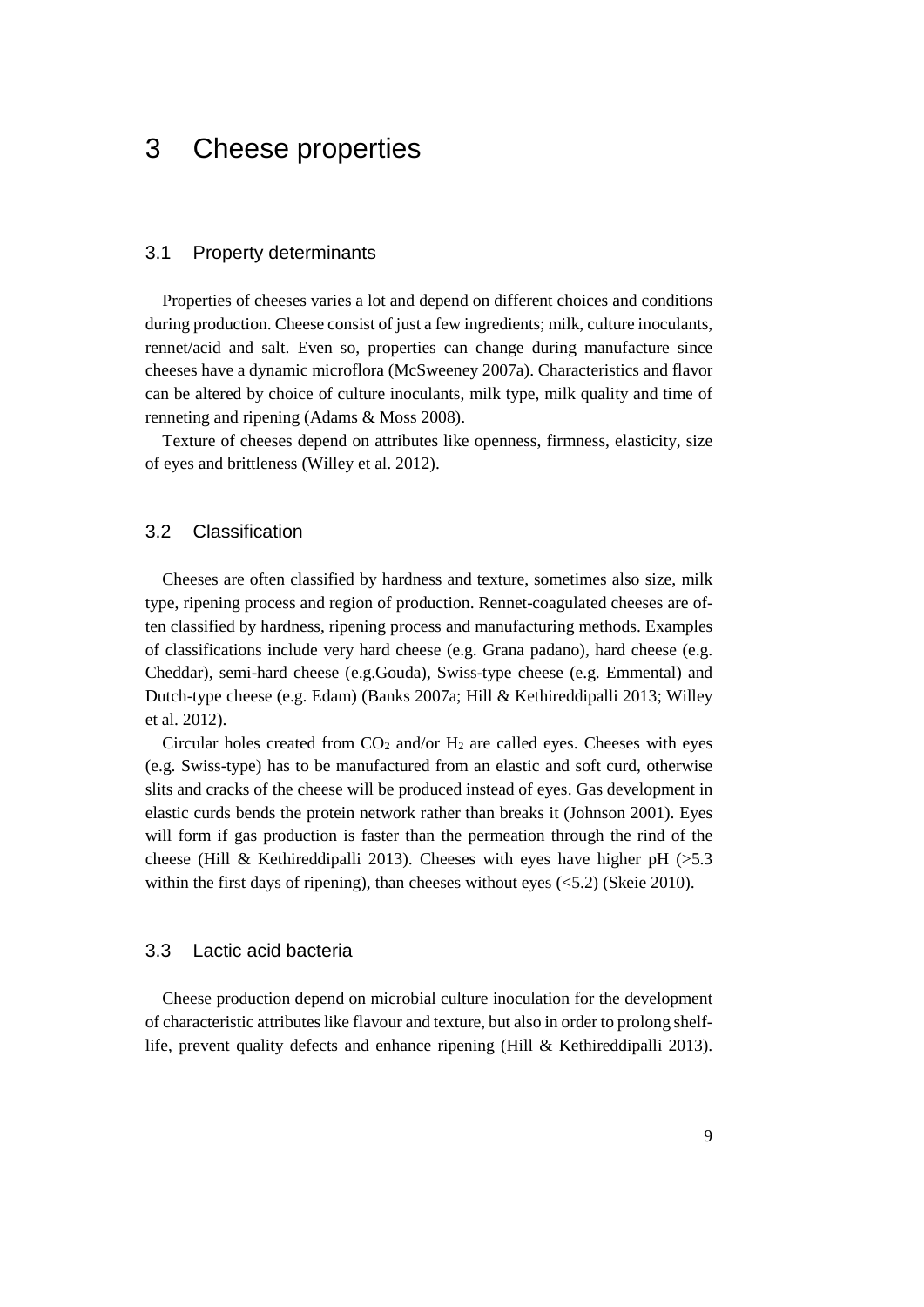# 3 Cheese properties

## 3.1 Property determinants

Properties of cheeses varies a lot and depend on different choices and conditions during production. Cheese consist of just a few ingredients; milk, culture inoculants, rennet/acid and salt. Even so, properties can change during manufacture since cheeses have a dynamic microflora (McSweeney 2007a). Characteristics and flavor can be altered by choice of culture inoculants, milk type, milk quality and time of renneting and ripening (Adams & Moss 2008).

Texture of cheeses depend on attributes like openness, firmness, elasticity, size of eyes and brittleness (Willey et al. 2012).

## 3.2 Classification

Cheeses are often classified by hardness and texture, sometimes also size, milk type, ripening process and region of production. Rennet-coagulated cheeses are often classified by hardness, ripening process and manufacturing methods. Examples of classifications include very hard cheese (e.g. Grana padano), hard cheese (e.g. Cheddar), semi-hard cheese (e.g.Gouda), Swiss-type cheese (e.g. Emmental) and Dutch-type cheese (e.g. Edam) (Banks 2007a; Hill & Kethireddipalli 2013; Willey et al. 2012).

Circular holes created from $CO_2$ and/or $H_2$ are called eyes. Cheeses with eyes (e.g. Swiss-type) has to be manufactured from an elastic and soft curd, otherwise slits and cracks of the cheese will be produced instead of eyes. Gas development in elastic curds bends the protein network rather than breaks it (Johnson 2001). Eyes will form if gas production is faster than the permeation through the rind of the cheese (Hill & Kethireddipalli 2013). Cheeses with eyes have higher pH (>5.3 within the first days of ripening), than cheeses without eyes (<5.2) (Skeie 2010).

## 3.3 Lactic acid bacteria

Cheese production depend on microbial culture inoculation for the development of characteristic attributes like flavour and texture, but also in order to prolong shelf-life, prevent quality defects and enhance ripening (Hill & Kethireddipalli 2013).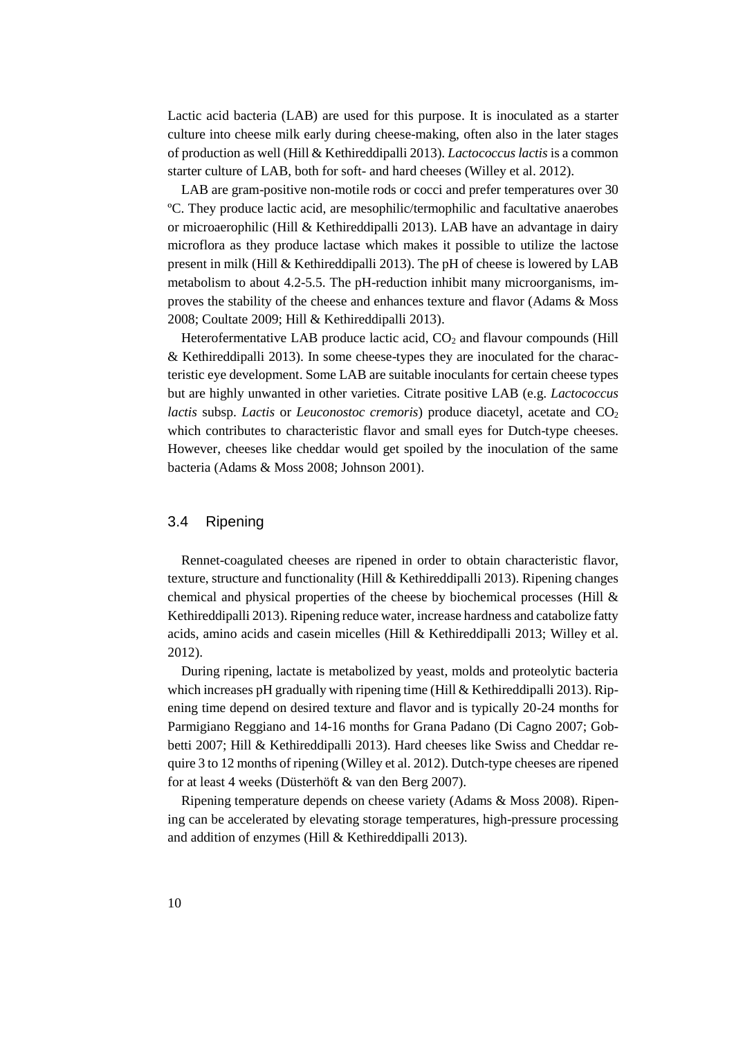Lactic acid bacteria (LAB) are used for this purpose. It is inoculated as a starter culture into cheese milk early during cheese-making, often also in the later stages of production as well (Hill & Kethireddipalli 2013). *Lactococcus lactis* is a common starter culture of LAB, both for soft- and hard cheeses (Willey et al. 2012).

LAB are gram-positive non-motile rods or cocci and prefer temperatures over 30 ºC. They produce lactic acid, are mesophilic/termophilic and facultative anaerobes or microaerophilic (Hill & Kethireddipalli 2013). LAB have an advantage in dairy microflora as they produce lactase which makes it possible to utilize the lactose present in milk (Hill & Kethireddipalli 2013). The pH of cheese is lowered by LAB metabolism to about 4.2-5.5. The pH-reduction inhibit many microorganisms, improves the stability of the cheese and enhances texture and flavor (Adams & Moss 2008; Coultate 2009; Hill & Kethireddipalli 2013).

Heterofermentative LAB produce lactic acid, $CO_2$ and flavour compounds (Hill & Kethireddipalli 2013). In some cheese-types they are inoculated for the characteristic eye development. Some LAB are suitable inoculants for certain cheese types but are highly unwanted in other varieties. Citrate positive LAB (e.g. *Lactococcus lactis* subsp. *Lactis* or *Leuconostoc cremoris*) produce diacetyl, acetate and $CO_2$ which contributes to characteristic flavor and small eyes for Dutch-type cheeses. However, cheeses like cheddar would get spoiled by the inoculation of the same bacteria (Adams & Moss 2008; Johnson 2001).

## 3.4 Ripening

Rennet-coagulated cheeses are ripened in order to obtain characteristic flavor, texture, structure and functionality (Hill & Kethireddipalli 2013). Ripening changes chemical and physical properties of the cheese by biochemical processes (Hill & Kethireddipalli 2013). Ripening reduce water, increase hardness and catabolize fatty acids, amino acids and casein micelles (Hill & Kethireddipalli 2013; Willey et al. 2012).

During ripening, lactate is metabolized by yeast, molds and proteolytic bacteria which increases pH gradually with ripening time (Hill & Kethireddipalli 2013). Ripening time depend on desired texture and flavor and is typically 20-24 months for Parmigiano Reggiano and 14-16 months for Grana Padano (Di Cagno 2007; Gobbetti 2007; Hill & Kethireddipalli 2013). Hard cheeses like Swiss and Cheddar require 3 to 12 months of ripening (Willey et al. 2012). Dutch-type cheeses are ripened for at least 4 weeks (Düsterhöft & van den Berg 2007).

Ripening temperature depends on cheese variety (Adams & Moss 2008). Ripening can be accelerated by elevating storage temperatures, high-pressure processing and addition of enzymes (Hill & Kethireddipalli 2013).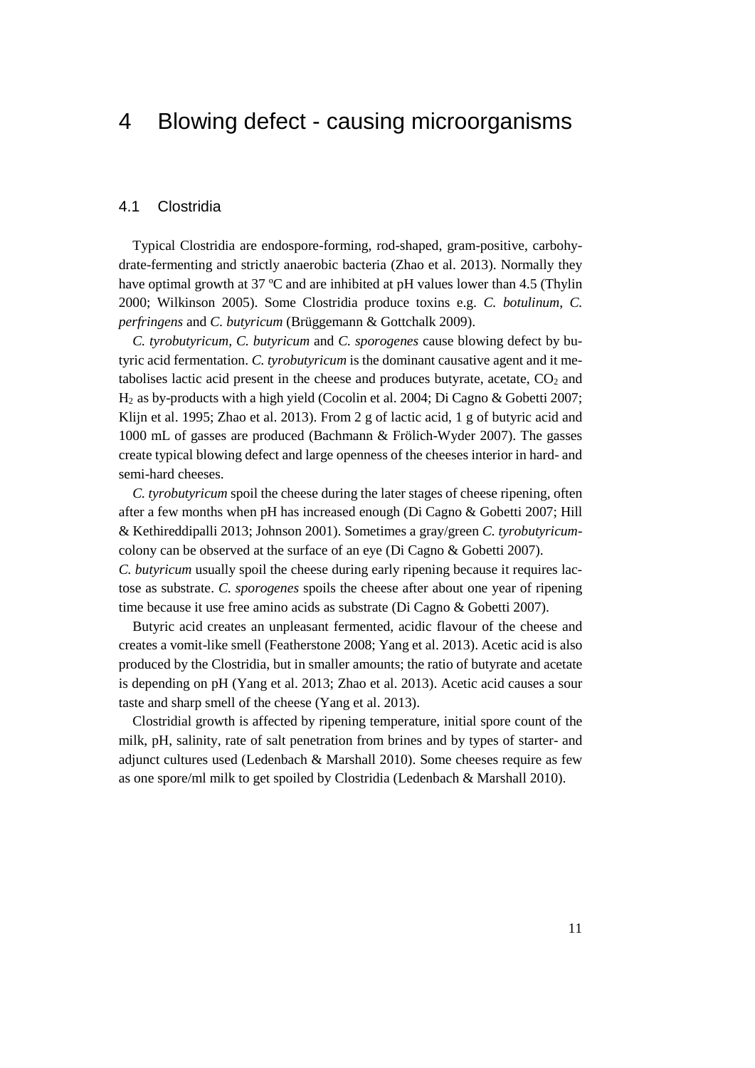# 4 Blowing defect - causing microorganisms

## 4.1 Clostridia

Typical Clostridia are endospore-forming, rod-shaped, gram-positive, carbohydrate-fermenting and strictly anaerobic bacteria (Zhao et al. 2013). Normally they have optimal growth at 37 ºC and are inhibited at pH values lower than 4.5 (Thylin 2000; Wilkinson 2005). Some Clostridia produce toxins e.g. *C. botulinum*, *C. perfringens* and *C. butyricum* (Brüggemann & Gottchalk 2009).

*C. tyrobutyricum, C. butyricum* and *C. sporogenes* cause blowing defect by butyric acid fermentation. *C. tyrobutyricum* is the dominant causative agent and it metabolises lactic acid present in the cheese and produces butyrate, acetate, $CO_2$ and $H_2$ as by-products with a high yield (Cocolin et al. 2004; Di Cagno & Gobetti 2007; Klijn et al. 1995; Zhao et al. 2013). From 2 g of lactic acid, 1 g of butyric acid and 1000 mL of gasses are produced (Bachmann & Frölich-Wyder 2007). The gasses create typical blowing defect and large openness of the cheeses interior in hard- and semi-hard cheeses.

*C. tyrobutyricum* spoil the cheese during the later stages of cheese ripening, often after a few months when pH has increased enough (Di Cagno & Gobetti 2007; Hill & Kethireddipalli 2013; Johnson 2001). Sometimes a gray/green *C. tyrobutyricum*-colony can be observed at the surface of an eye (Di Cagno & Gobetti 2007).
*C. butyricum* usually spoil the cheese during early ripening because it requires lactose as substrate. *C. sporogenes* spoils the cheese after about one year of ripening time because it use free amino acids as substrate (Di Cagno & Gobetti 2007).

Butyric acid creates an unpleasant fermented, acidic flavour of the cheese and creates a vomit-like smell (Featherstone 2008; Yang et al. 2013). Acetic acid is also produced by the Clostridia, but in smaller amounts; the ratio of butyrate and acetate is depending on pH (Yang et al. 2013; Zhao et al. 2013). Acetic acid causes a sour taste and sharp smell of the cheese (Yang et al. 2013).

Clostridial growth is affected by ripening temperature, initial spore count of the milk, pH, salinity, rate of salt penetration from brines and by types of starter- and adjunct cultures used (Ledenbach & Marshall 2010). Some cheeses require as few as one spore/ml milk to get spoiled by Clostridia (Ledenbach & Marshall 2010).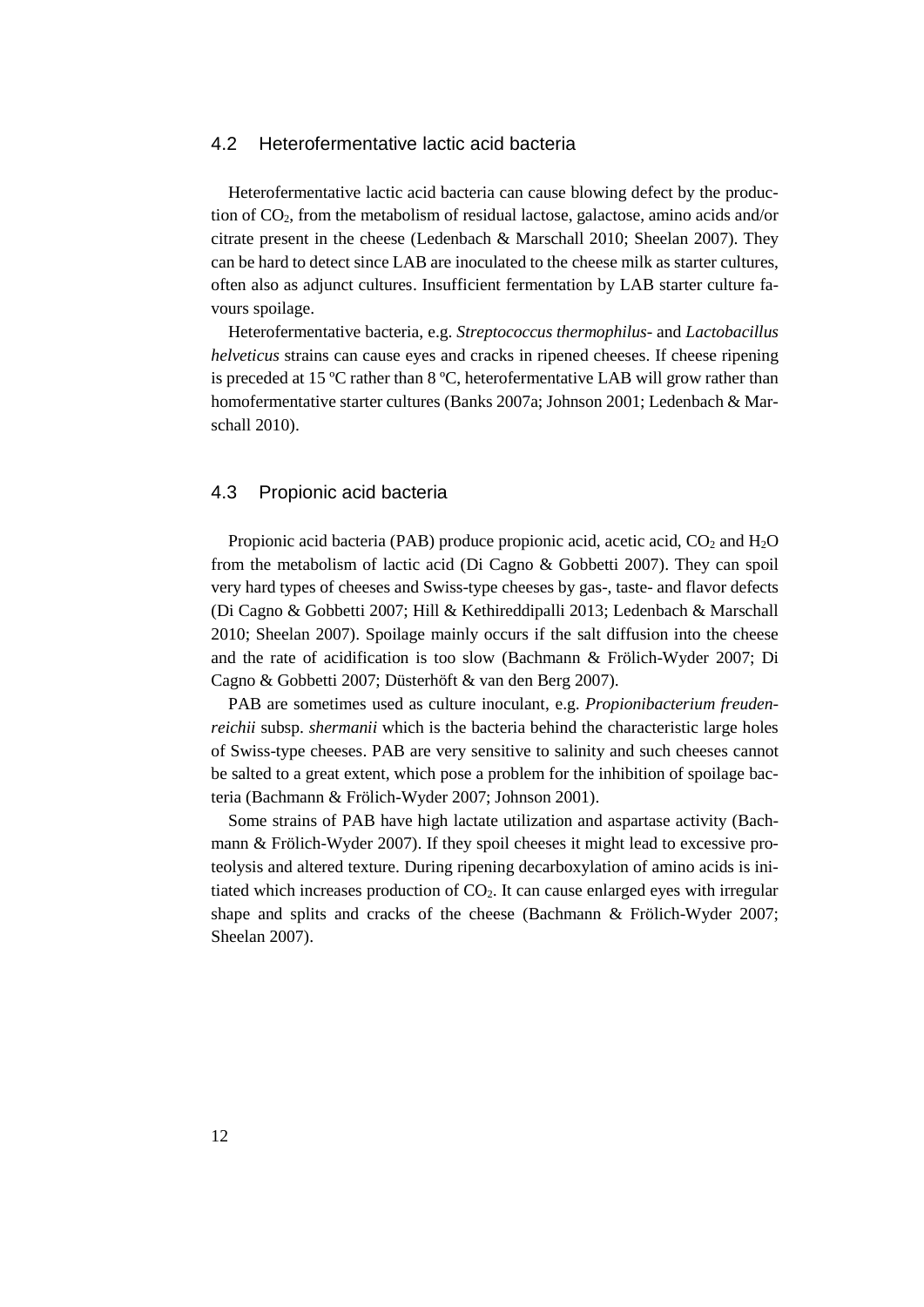## 4.2 Heterofermentative lactic acid bacteria

Heterofermentative lactic acid bacteria can cause blowing defect by the production of $CO_2$, from the metabolism of residual lactose, galactose, amino acids and/or citrate present in the cheese (Ledenbach & Marschall 2010; Sheelan 2007). They can be hard to detect since LAB are inoculated to the cheese milk as starter cultures, often also as adjunct cultures. Insufficient fermentation by LAB starter culture favours spoilage.

Heterofermentative bacteria, e.g. *Streptococcus thermophilus*- and *Lactobacillus helveticus* strains can cause eyes and cracks in ripened cheeses. If cheese ripening is preceded at 15 ºC rather than 8 ºC, heterofermentative LAB will grow rather than homofermentative starter cultures (Banks 2007a; Johnson 2001; Ledenbach & Marschall 2010).

## 4.3 Propionic acid bacteria

Propionic acid bacteria (PAB) produce propionic acid, acetic acid, $CO_2$ and $H_2O$ from the metabolism of lactic acid (Di Cagno & Gobbetti 2007). They can spoil very hard types of cheeses and Swiss-type cheeses by gas-, taste- and flavor defects (Di Cagno & Gobbetti 2007; Hill & Kethireddipalli 2013; Ledenbach & Marschall 2010; Sheelan 2007). Spoilage mainly occurs if the salt diffusion into the cheese and the rate of acidification is too slow (Bachmann & Frölich-Wyder 2007; Di Cagno & Gobbetti 2007; Düsterhöft & van den Berg 2007).

PAB are sometimes used as culture inoculant, e.g. *Propionibacterium freudenreichii* subsp. *shermanii* which is the bacteria behind the characteristic large holes of Swiss-type cheeses. PAB are very sensitive to salinity and such cheeses cannot be salted to a great extent, which pose a problem for the inhibition of spoilage bacteria (Bachmann & Frölich-Wyder 2007; Johnson 2001).

Some strains of PAB have high lactate utilization and aspartase activity (Bachmann & Frölich-Wyder 2007). If they spoil cheeses it might lead to excessive proteolysis and altered texture. During ripening decarboxylation of amino acids is initiated which increases production of $CO_2$. It can cause enlarged eyes with irregular shape and splits and cracks of the cheese (Bachmann & Frölich-Wyder 2007; Sheelan 2007).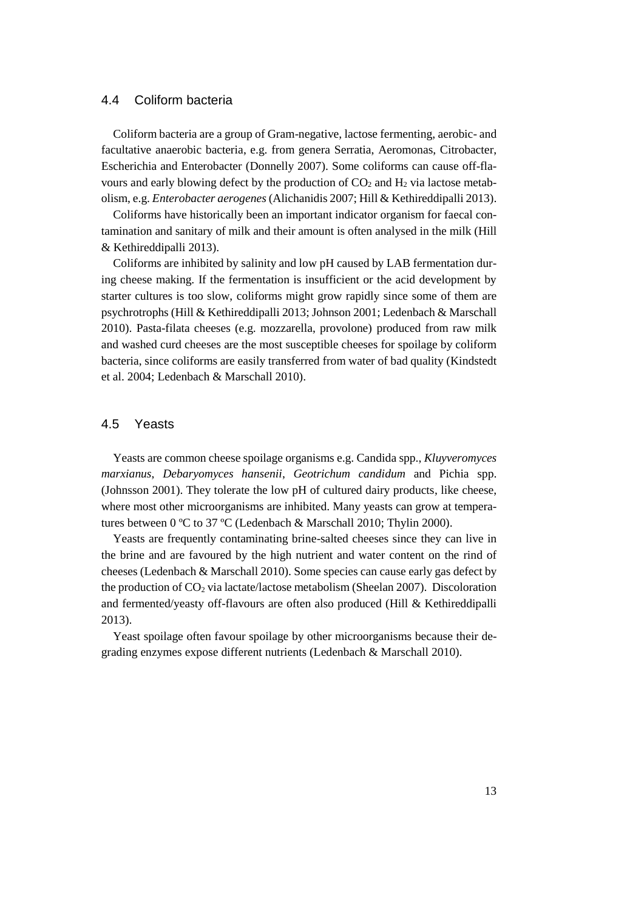## 4.4 Coliform bacteria

Coliform bacteria are a group of Gram-negative, lactose fermenting, aerobic- and facultative anaerobic bacteria, e.g. from genera Serratia, Aeromonas, Citrobacter, Escherichia and Enterobacter (Donnelly 2007). Some coliforms can cause off-flavours and early blowing defect by the production of $CO_2$ and $H_2$ via lactose metabolism, e.g. *Enterobacter aerogenes* (Alichanidis 2007; Hill & Kethireddipalli 2013).

Coliforms have historically been an important indicator organism for faecal contamination and sanitary of milk and their amount is often analysed in the milk (Hill & Kethireddipalli 2013).

Coliforms are inhibited by salinity and low pH caused by LAB fermentation during cheese making. If the fermentation is insufficient or the acid development by starter cultures is too slow, coliforms might grow rapidly since some of them are psychrotrophs (Hill & Kethireddipalli 2013; Johnson 2001; Ledenbach & Marschall 2010). Pasta-filata cheeses (e.g. mozzarella, provolone) produced from raw milk and washed curd cheeses are the most susceptible cheeses for spoilage by coliform bacteria, since coliforms are easily transferred from water of bad quality (Kindstedt et al. 2004; Ledenbach & Marschall 2010).

## 4.5 Yeasts

Yeasts are common cheese spoilage organisms e.g. Candida spp., *Kluyveromyces marxianus*, *Debaryomyces hansenii*, *Geotrichum candidum* and Pichia spp. (Johnsson 2001). They tolerate the low pH of cultured dairy products, like cheese, where most other microorganisms are inhibited. Many yeasts can grow at temperatures between 0 ºC to 37 ºC (Ledenbach & Marschall 2010; Thylin 2000).

Yeasts are frequently contaminating brine-salted cheeses since they can live in the brine and are favoured by the high nutrient and water content on the rind of cheeses (Ledenbach & Marschall 2010). Some species can cause early gas defect by the production of $CO_2$ via lactate/lactose metabolism (Sheelan 2007). Discoloration and fermented/yeasty off-flavours are often also produced (Hill & Kethireddipalli 2013).

Yeast spoilage often favour spoilage by other microorganisms because their degrading enzymes expose different nutrients (Ledenbach & Marschall 2010).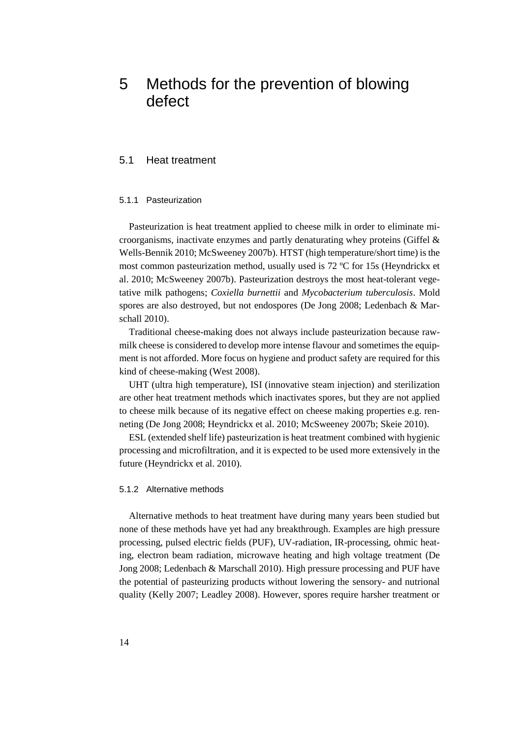// Methods for the prevention of blowing defect

# 5 Methods for the prevention of blowing defect

## 5.1 Heat treatment

### 5.1.1 Pasteurization

Pasteurization is heat treatment applied to cheese milk in order to eliminate microorganisms, inactivate enzymes and partly denaturating whey proteins (Giffel & Wells-Bennik 2010; McSweeney 2007b). HTST (high temperature/short time) is the most common pasteurization method, usually used is 72 ºC for 15s (Heyndrickx et al. 2010; McSweeney 2007b). Pasteurization destroys the most heat-tolerant vegetative milk pathogens; *Coxiella burnettii* and *Mycobacterium tuberculosis*. Mold spores are also destroyed, but not endospores (De Jong 2008; Ledenbach & Marschall 2010).

Traditional cheese-making does not always include pasteurization because raw-milk cheese is considered to develop more intense flavour and sometimes the equipment is not afforded. More focus on hygiene and product safety are required for this kind of cheese-making (West 2008).

UHT (ultra high temperature), ISI (innovative steam injection) and sterilization are other heat treatment methods which inactivates spores, but they are not applied to cheese milk because of its negative effect on cheese making properties e.g. renneting (De Jong 2008; Heyndrickx et al. 2010; McSweeney 2007b; Skeie 2010).

ESL (extended shelf life) pasteurization is heat treatment combined with hygienic processing and microfiltration, and it is expected to be used more extensively in the future (Heyndrickx et al. 2010).

### 5.1.2 Alternative methods

Alternative methods to heat treatment have during many years been studied but none of these methods have yet had any breakthrough. Examples are high pressure processing, pulsed electric fields (PUF), UV-radiation, IR-processing, ohmic heating, electron beam radiation, microwave heating and high voltage treatment (De Jong 2008; Ledenbach & Marschall 2010). High pressure processing and PUF have the potential of pasteurizing products without lowering the sensory- and nutrional quality (Kelly 2007; Leadley 2008). However, spores require harsher treatment or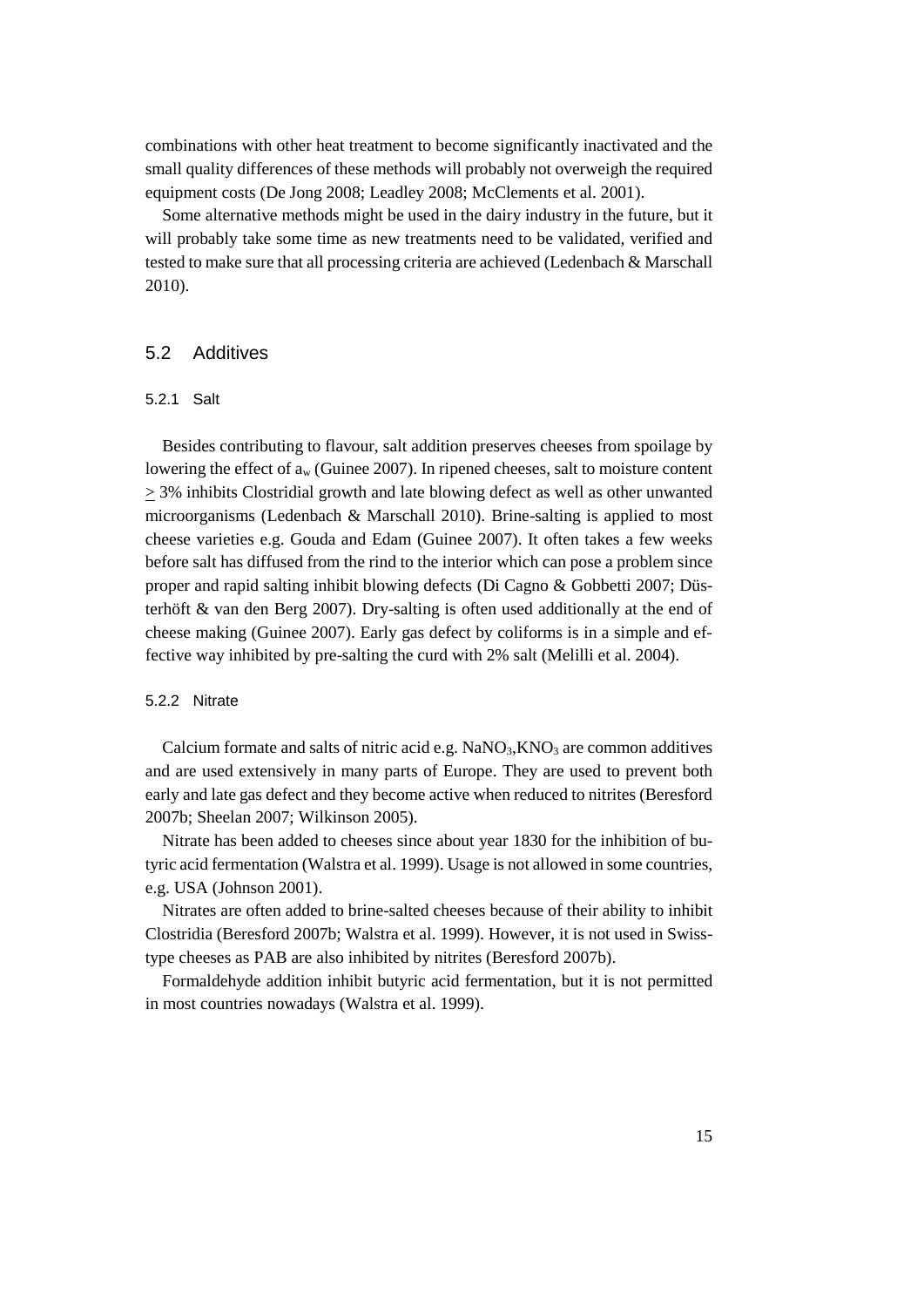combinations with other heat treatment to become significantly inactivated and the small quality differences of these methods will probably not overweigh the required equipment costs (De Jong 2008; Leadley 2008; McClements et al. 2001).

Some alternative methods might be used in the dairy industry in the future, but it will probably take some time as new treatments need to be validated, verified and tested to make sure that all processing criteria are achieved (Ledenbach & Marschall 2010).

## 5.2 Additives

### 5.2.1 Salt

Besides contributing to flavour, salt addition preserves cheeses from spoilage by lowering the effect of $a_w$ (Guinee 2007). In ripened cheeses, salt to moisture content $\geq$ 3% inhibits Clostridial growth and late blowing defect as well as other unwanted microorganisms (Ledenbach & Marschall 2010). Brine-salting is applied to most cheese varieties e.g. Gouda and Edam (Guinee 2007). It often takes a few weeks before salt has diffused from the rind to the interior which can pose a problem since proper and rapid salting inhibit blowing defects (Di Cagno & Gobbetti 2007; Düsterhöft & van den Berg 2007). Dry-salting is often used additionally at the end of cheese making (Guinee 2007). Early gas defect by coliforms is in a simple and effective way inhibited by pre-salting the curd with 2% salt (Melilli et al. 2004).

### 5.2.2 Nitrate

Calcium formate and salts of nitric acid e.g. $NaNO_3$,$KNO_3$ are common additives and are used extensively in many parts of Europe. They are used to prevent both early and late gas defect and they become active when reduced to nitrites (Beresford 2007b; Sheelan 2007; Wilkinson 2005).

Nitrate has been added to cheeses since about year 1830 for the inhibition of butyric acid fermentation (Walstra et al. 1999). Usage is not allowed in some countries, e.g. USA (Johnson 2001).

Nitrates are often added to brine-salted cheeses because of their ability to inhibit Clostridia (Beresford 2007b; Walstra et al. 1999). However, it is not used in Swiss-type cheeses as PAB are also inhibited by nitrites (Beresford 2007b).

Formaldehyde addition inhibit butyric acid fermentation, but it is not permitted in most countries nowadays (Walstra et al. 1999).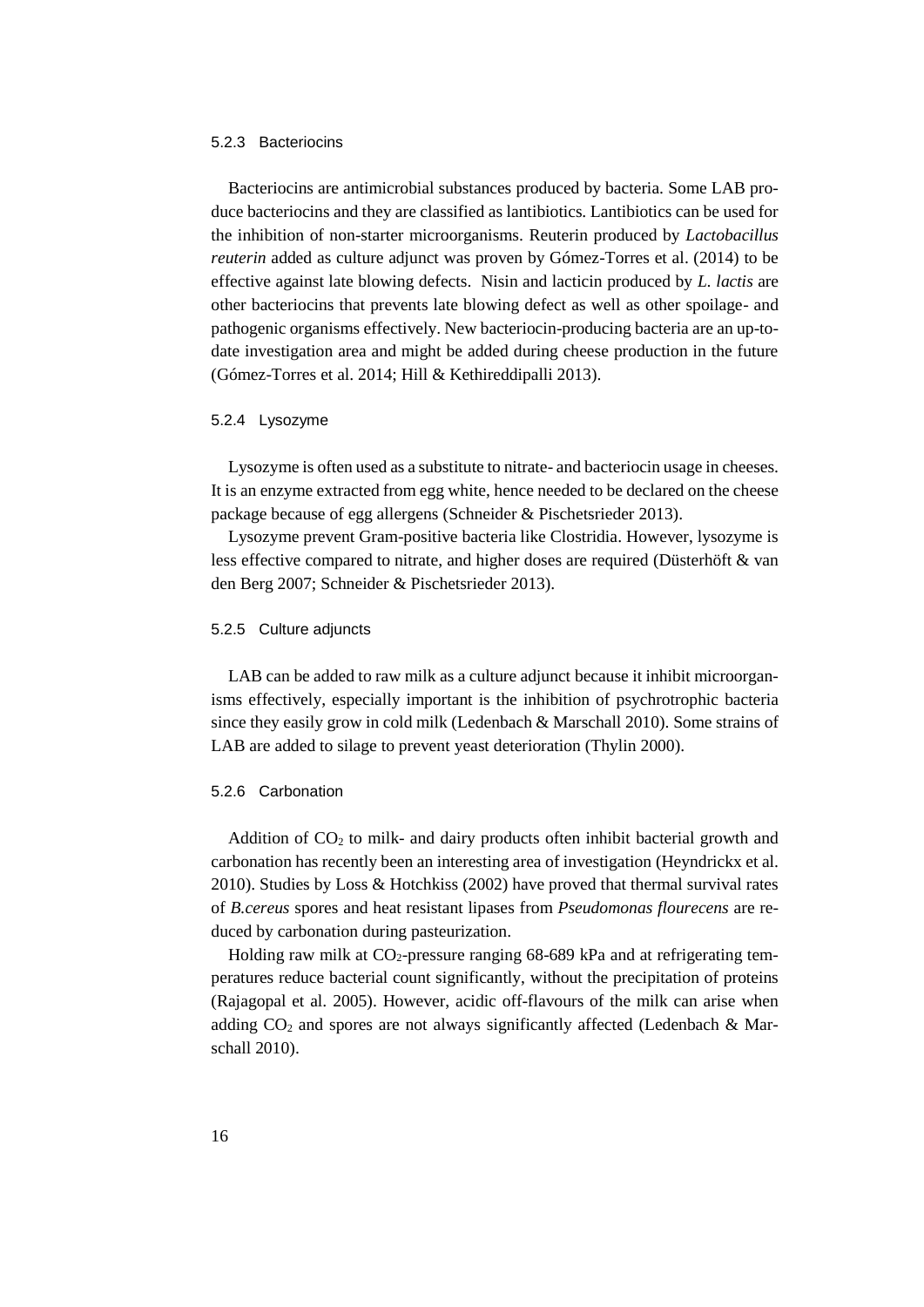#### 5.2.3 Bacteriocins

Bacteriocins are antimicrobial substances produced by bacteria. Some LAB produce bacteriocins and they are classified as lantibiotics. Lantibiotics can be used for the inhibition of non-starter microorganisms. Reuterin produced by *Lactobacillus reuterin* added as culture adjunct was proven by Gómez-Torres et al. (2014) to be effective against late blowing defects. Nisin and lacticin produced by *L. lactis* are other bacteriocins that prevents late blowing defect as well as other spoilage- and pathogenic organisms effectively. New bacteriocin-producing bacteria are an up-to-date investigation area and might be added during cheese production in the future (Gómez-Torres et al. 2014; Hill & Kethireddipalli 2013).

#### 5.2.4 Lysozyme

Lysozyme is often used as a substitute to nitrate- and bacteriocin usage in cheeses. It is an enzyme extracted from egg white, hence needed to be declared on the cheese package because of egg allergens (Schneider & Pischetsrieder 2013).

Lysozyme prevent Gram-positive bacteria like Clostridia. However, lysozyme is less effective compared to nitrate, and higher doses are required (Düsterhöft & van den Berg 2007; Schneider & Pischetsrieder 2013).

#### 5.2.5 Culture adjuncts

LAB can be added to raw milk as a culture adjunct because it inhibit microorganisms effectively, especially important is the inhibition of psychrotrophic bacteria since they easily grow in cold milk (Ledenbach & Marschall 2010). Some strains of LAB are added to silage to prevent yeast deterioration (Thylin 2000).

#### 5.2.6 Carbonation

Addition of $CO_2$ to milk- and dairy products often inhibit bacterial growth and carbonation has recently been an interesting area of investigation (Heyndrickx et al. 2010). Studies by Loss & Hotchkiss (2002) have proved that thermal survival rates of *B.cereus* spores and heat resistant lipases from *Pseudomonas flourecens* are reduced by carbonation during pasteurization.

Holding raw milk at $CO_2$-pressure ranging 68-689 kPa and at refrigerating temperatures reduce bacterial count significantly, without the precipitation of proteins (Rajagopal et al. 2005). However, acidic off-flavours of the milk can arise when adding $CO_2$ and spores are not always significantly affected (Ledenbach & Marschall 2010).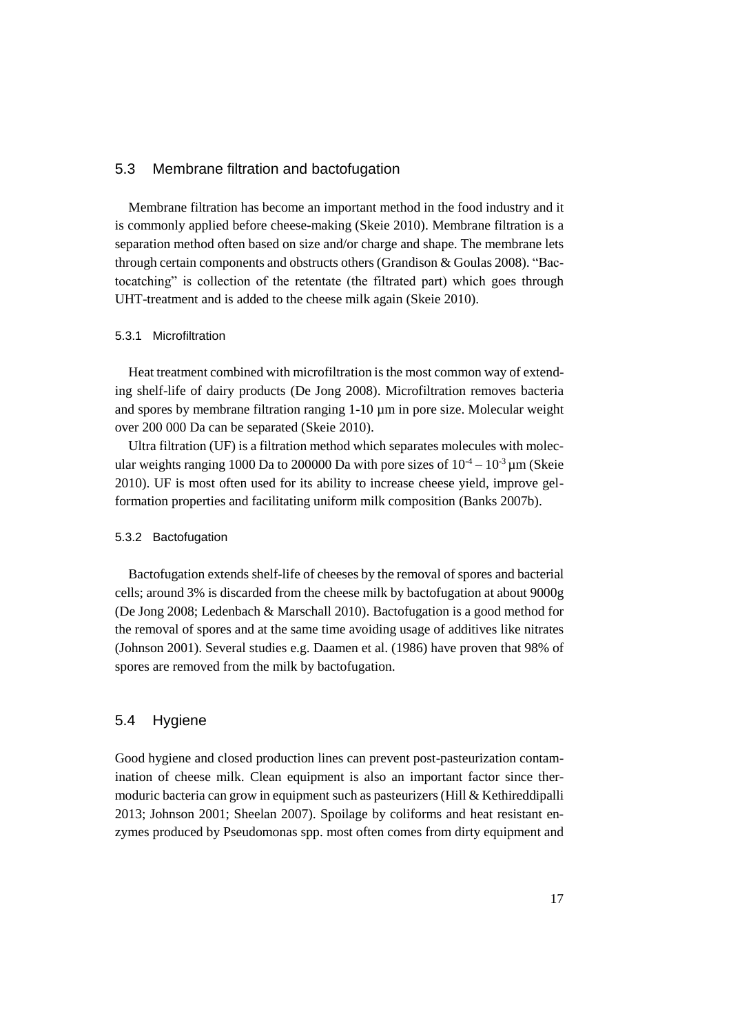## 5.3 Membrane filtration and bactofugation

Membrane filtration has become an important method in the food industry and it is commonly applied before cheese-making (Skeie 2010). Membrane filtration is a separation method often based on size and/or charge and shape. The membrane lets through certain components and obstructs others (Grandison & Goulas 2008). “Bactocatching” is collection of the retentate (the filtrated part) which goes through UHT-treatment and is added to the cheese milk again (Skeie 2010).

### 5.3.1 Microfiltration

Heat treatment combined with microfiltration is the most common way of extending shelf-life of dairy products (De Jong 2008). Microfiltration removes bacteria and spores by membrane filtration ranging 1-10 µm in pore size. Molecular weight over 200 000 Da can be separated (Skeie 2010).

Ultra filtration (UF) is a filtration method which separates molecules with molecular weights ranging 1000 Da to 200000 Da with pore sizes of $10^{-4} – 10^{-3}$ µm (Skeie 2010). UF is most often used for its ability to increase cheese yield, improve gel-formation properties and facilitating uniform milk composition (Banks 2007b).

### 5.3.2 Bactofugation

Bactofugation extends shelf-life of cheeses by the removal of spores and bacterial cells; around 3% is discarded from the cheese milk by bactofugation at about 9000g (De Jong 2008; Ledenbach & Marschall 2010). Bactofugation is a good method for the removal of spores and at the same time avoiding usage of additives like nitrates (Johnson 2001). Several studies e.g. Daamen et al. (1986) have proven that 98% of spores are removed from the milk by bactofugation.

## 5.4 Hygiene

Good hygiene and closed production lines can prevent post-pasteurization contamination of cheese milk. Clean equipment is also an important factor since thermoduric bacteria can grow in equipment such as pasteurizers (Hill & Kethireddipalli 2013; Johnson 2001; Sheelan 2007). Spoilage by coliforms and heat resistant enzymes produced by Pseudomonas spp. most often comes from dirty equipment and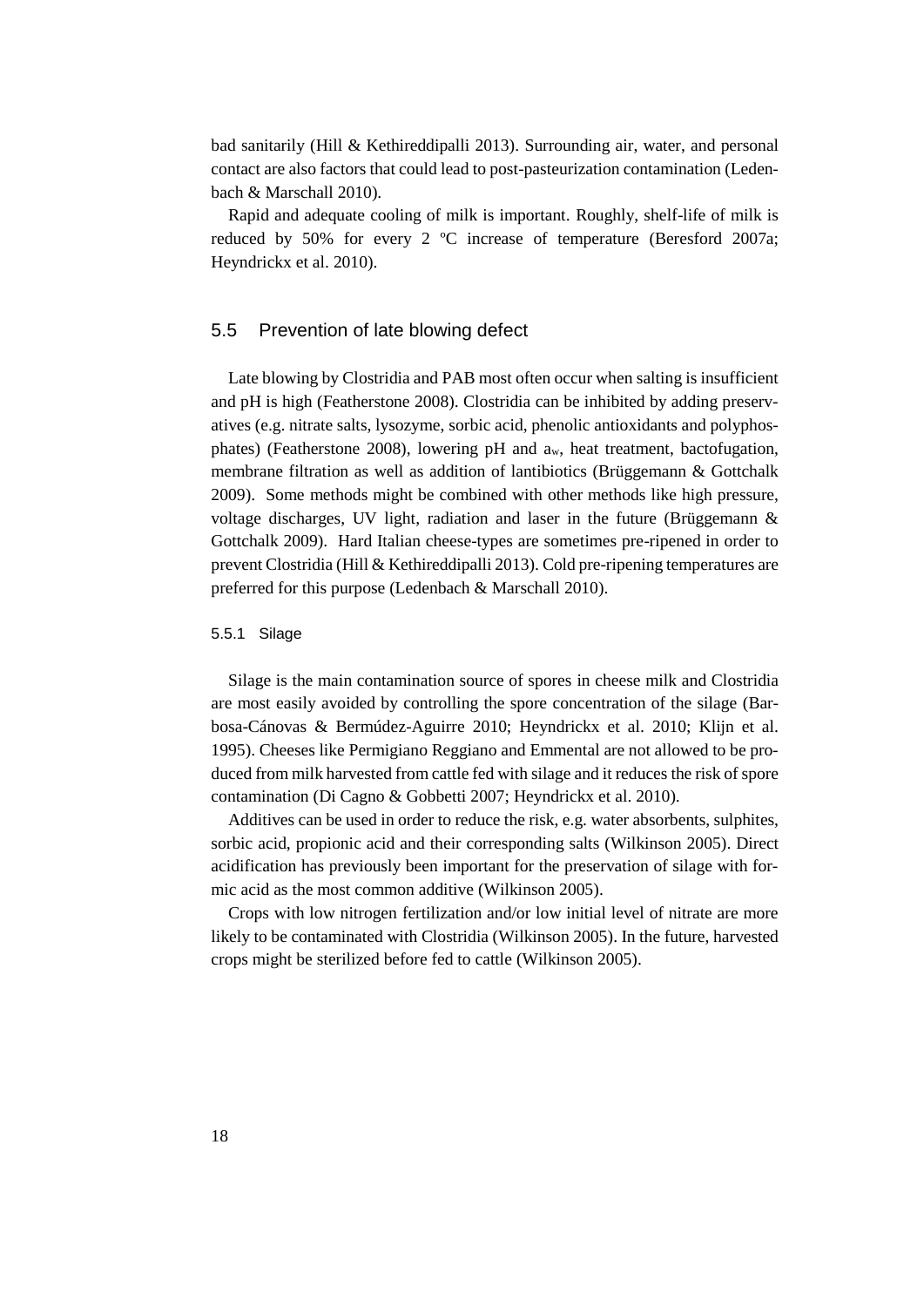bad sanitarily (Hill & Kethireddipalli 2013). Surrounding air, water, and personal contact are also factors that could lead to post-pasteurization contamination (Ledenbach & Marschall 2010).

Rapid and adequate cooling of milk is important. Roughly, shelf-life of milk is reduced by 50% for every 2 ºC increase of temperature (Beresford 2007a; Heyndrickx et al. 2010).

## 5.5 Prevention of late blowing defect

Late blowing by Clostridia and PAB most often occur when salting is insufficient and pH is high (Featherstone 2008). Clostridia can be inhibited by adding preservatives (e.g. nitrate salts, lysozyme, sorbic acid, phenolic antioxidants and polyphosphates) (Featherstone 2008), lowering pH and $a_w$, heat treatment, bactofugation, membrane filtration as well as addition of lantibiotics (Brüggemann & Gottchalk 2009). Some methods might be combined with other methods like high pressure, voltage discharges, UV light, radiation and laser in the future (Brüggemann & Gottchalk 2009). Hard Italian cheese-types are sometimes pre-ripened in order to prevent Clostridia (Hill & Kethireddipalli 2013). Cold pre-ripening temperatures are preferred for this purpose (Ledenbach & Marschall 2010).

### 5.5.1 Silage

Silage is the main contamination source of spores in cheese milk and Clostridia are most easily avoided by controlling the spore concentration of the silage (Barbosa-Cánovas & Bermúdez-Aguirre 2010; Heyndrickx et al. 2010; Klijn et al. 1995). Cheeses like Permigiano Reggiano and Emmental are not allowed to be produced from milk harvested from cattle fed with silage and it reduces the risk of spore contamination (Di Cagno & Gobbetti 2007; Heyndrickx et al. 2010).

Additives can be used in order to reduce the risk, e.g. water absorbents, sulphites, sorbic acid, propionic acid and their corresponding salts (Wilkinson 2005). Direct acidification has previously been important for the preservation of silage with formic acid as the most common additive (Wilkinson 2005).

Crops with low nitrogen fertilization and/or low initial level of nitrate are more likely to be contaminated with Clostridia (Wilkinson 2005). In the future, harvested crops might be sterilized before fed to cattle (Wilkinson 2005).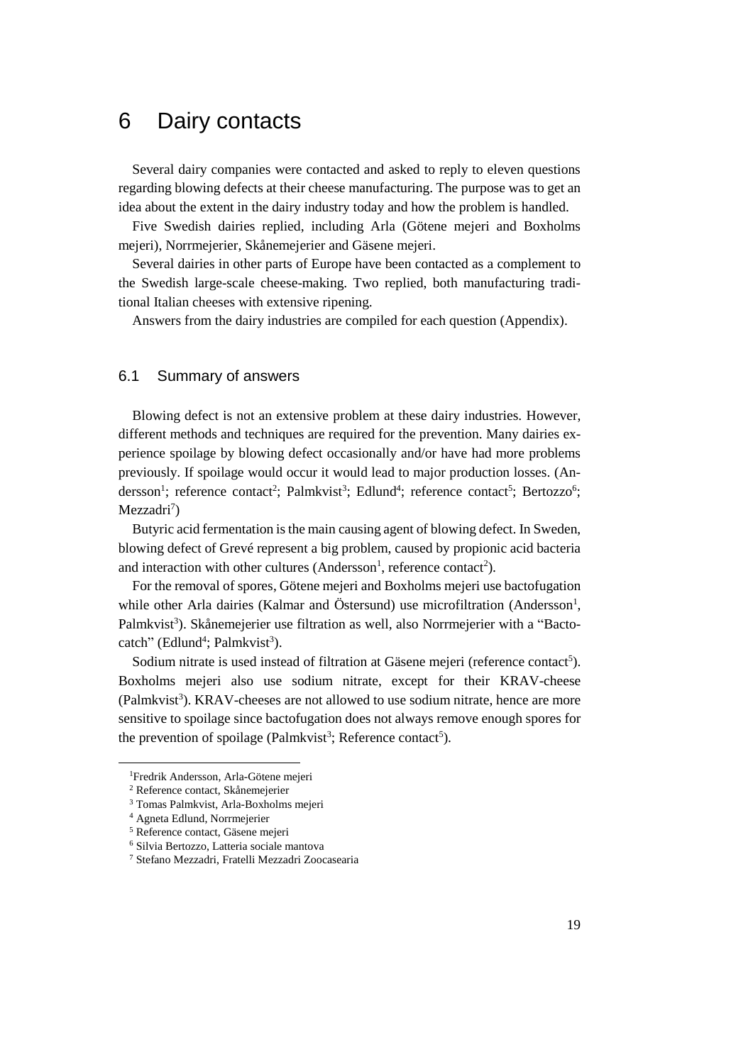# 6 Dairy contacts

Several dairy companies were contacted and asked to reply to eleven questions regarding blowing defects at their cheese manufacturing. The purpose was to get an idea about the extent in the dairy industry today and how the problem is handled.

Five Swedish dairies replied, including Arla (Götene mejeri and Boxholms mejeri), Norrmejerier, Skånemejerier and Gäsene mejeri.

Several dairies in other parts of Europe have been contacted as a complement to the Swedish large-scale cheese-making. Two replied, both manufacturing traditional Italian cheeses with extensive ripening.

Answers from the dairy industries are compiled for each question (Appendix).

## 6.1 Summary of answers

Blowing defect is not an extensive problem at these dairy industries. However, different methods and techniques are required for the prevention. Many dairies experience spoilage by blowing defect occasionally and/or have had more problems previously. If spoilage would occur it would lead to major production losses. (Andersson[1]; reference contact[2]; Palmkvist[3]; Edlund[4]; reference contact[5]; Bertozzo[6]; Mezzadri[7])

Butyric acid fermentation is the main causing agent of blowing defect. In Sweden, blowing defect of Grevé represent a big problem, caused by propionic acid bacteria and interaction with other cultures (Andersson[1], reference contact[2]).

For the removal of spores, Götene mejeri and Boxholms mejeri use bactofugation while other Arla dairies (Kalmar and Östersund) use microfiltration (Andersson[1], Palmkvist[3]). Skånemejerier use filtration as well, also Norrmejerier with a "Bactocatch" (Edlund[4]; Palmkvist[3]).

Sodium nitrate is used instead of filtration at Gäsene mejeri (reference contact[5]). Boxholms mejeri also use sodium nitrate, except for their KRAV-cheese (Palmkvist[3]). KRAV-cheeses are not allowed to use sodium nitrate, hence are more sensitive to spoilage since bactofugation does not always remove enough spores for the prevention of spoilage (Palmkvist[3]; Reference contact[5]).

---

[1] Fredrik Andersson, Arla-Götene mejeri
[2] Reference contact, Skånemejerier
[3] Tomas Palmkvist, Arla-Boxholms mejeri
[4] Agneta Edlund, Norrmejerier
[5] Reference contact, Gäsene mejeri
[6] Silvia Bertozzo, Latteria sociale mantova
[7] Stefano Mezzadri, Fratelli Mezzadri Zoocasearia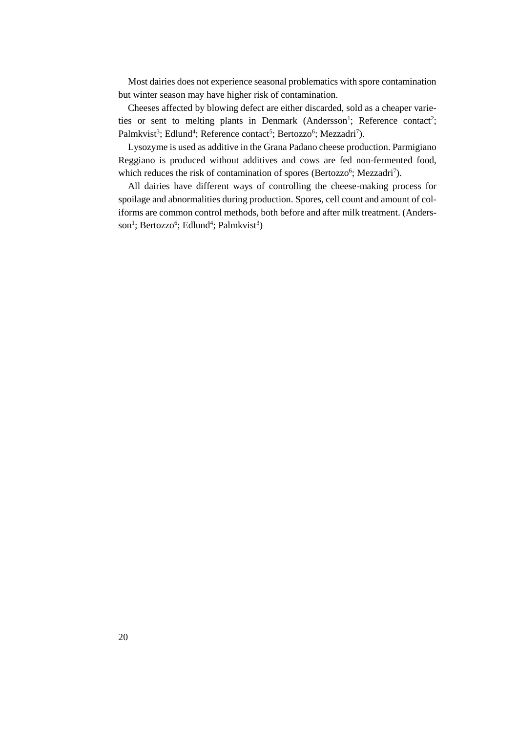Most dairies does not experience seasonal problematics with spore contamination but winter season may have higher risk of contamination.

Cheeses affected by blowing defect are either discarded, sold as a cheaper varieties or sent to melting plants in Denmark (Andersson[1]; Reference contact[2]; Palmkvist[3]; Edlund[4]; Reference contact[5]; Bertozzo[6]; Mezzadri[7]).

Lysozyme is used as additive in the Grana Padano cheese production. Parmigiano Reggiano is produced without additives and cows are fed non-fermented food, which reduces the risk of contamination of spores (Bertozzo[6]; Mezzadri[7]).

All dairies have different ways of controlling the cheese-making process for spoilage and abnormalities during production. Spores, cell count and amount of coliforms are common control methods, both before and after milk treatment. (Andersson[1]; Bertozzo[6]; Edlund[4]; Palmkvist[3])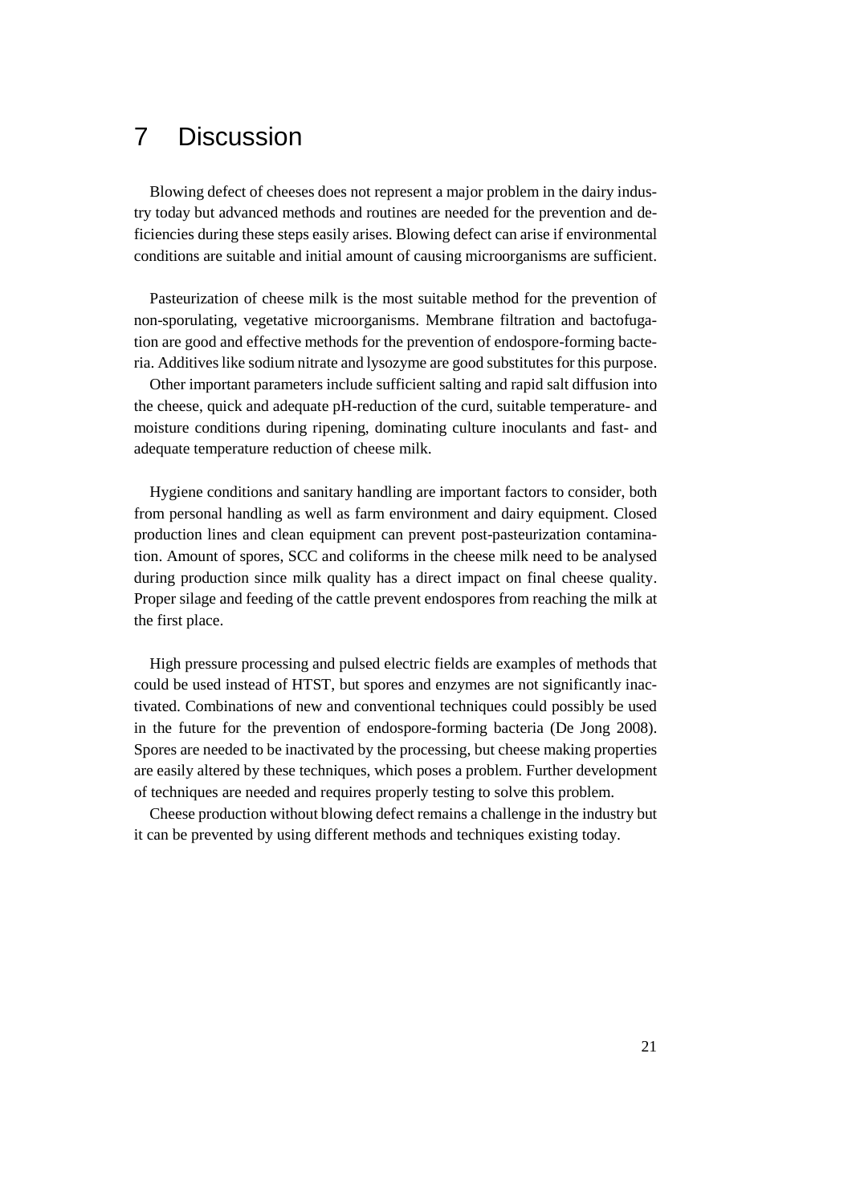# 7 Discussion

Blowing defect of cheeses does not represent a major problem in the dairy industry today but advanced methods and routines are needed for the prevention and deficiencies during these steps easily arises. Blowing defect can arise if environmental conditions are suitable and initial amount of causing microorganisms are sufficient.

Pasteurization of cheese milk is the most suitable method for the prevention of non-sporulating, vegetative microorganisms. Membrane filtration and bactofugation are good and effective methods for the prevention of endospore-forming bacteria. Additives like sodium nitrate and lysozyme are good substitutes for this purpose.

Other important parameters include sufficient salting and rapid salt diffusion into the cheese, quick and adequate pH-reduction of the curd, suitable temperature- and moisture conditions during ripening, dominating culture inoculants and fast- and adequate temperature reduction of cheese milk.

Hygiene conditions and sanitary handling are important factors to consider, both from personal handling as well as farm environment and dairy equipment. Closed production lines and clean equipment can prevent post-pasteurization contamination. Amount of spores, SCC and coliforms in the cheese milk need to be analysed during production since milk quality has a direct impact on final cheese quality. Proper silage and feeding of the cattle prevent endospores from reaching the milk at the first place.

High pressure processing and pulsed electric fields are examples of methods that could be used instead of HTST, but spores and enzymes are not significantly inactivated. Combinations of new and conventional techniques could possibly be used in the future for the prevention of endospore-forming bacteria (De Jong 2008). Spores are needed to be inactivated by the processing, but cheese making properties are easily altered by these techniques, which poses a problem. Further development of techniques are needed and requires properly testing to solve this problem.

Cheese production without blowing defect remains a challenge in the industry but it can be prevented by using different methods and techniques existing today.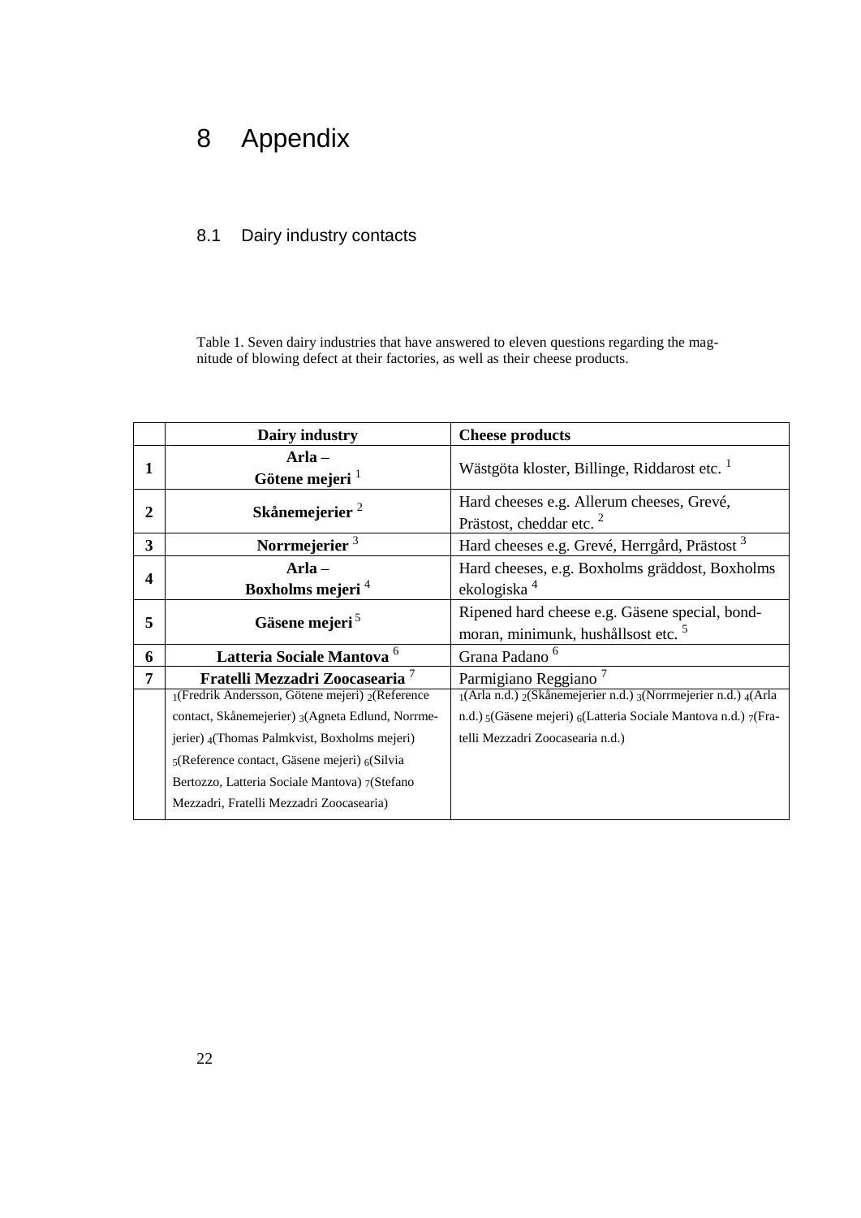# 8 Appendix

## 8.1 Dairy industry contacts

Table 1. Seven dairy industries that have answered to eleven questions regarding the magnitude of blowing defect at their factories, as well as their cheese products.

| | Dairy industry | Cheese products |
|---|---|---|
| **1** | **Arla – Götene mejeri** [1] | Wästgöta kloster, Billinge, Riddarost etc. [1] |
| **2** | **Skånemejerier** [2] | Hard cheeses e.g. Allerum cheeses, Grevé, Prästost, cheddar etc. [2] |
| **3** | **Norrmejerier** [3] | Hard cheeses e.g. Grevé, Herrgård, Prästost [3] |
| **4** | **Arla – Boxholms mejeri** [4] | Hard cheeses, e.g. Boxholms gräddost, Boxholms ekologiska [4] |
| **5** | **Gäsene mejeri** [5] | Ripened hard cheese e.g. Gäsene special, bondmoran, minimunk, hushållsost etc. [5] |
| **6** | **Latteria Sociale Mantova** [6] | Grana Padano [6] |
| **7** | **Fratelli Mezzadri Zoocasearia** [7] | Parmigiano Reggiano [7] |
| | [1](Fredrik Andersson, Götene mejeri) [2](Reference contact, Skånemejerier) [3](Agneta Edlund, Norrmejerier) [4](Thomas Palmkvist, Boxholms mejeri) [5](Reference contact, Gäsene mejeri) [6](Silvia Bertozzo, Latteria Sociale Mantova) [7](Stefano Mezzadri, Fratelli Mezzadri Zoocasearia) | [1](Arla n.d.) [2](Skånemejerier n.d.) [3](Norrmejerier n.d.) [4](Arla n.d.) [5](Gäsene mejeri) [6](Latteria Sociale Mantova n.d.) [7](Fratelli Mezzadri Zoocasearia n.d.) |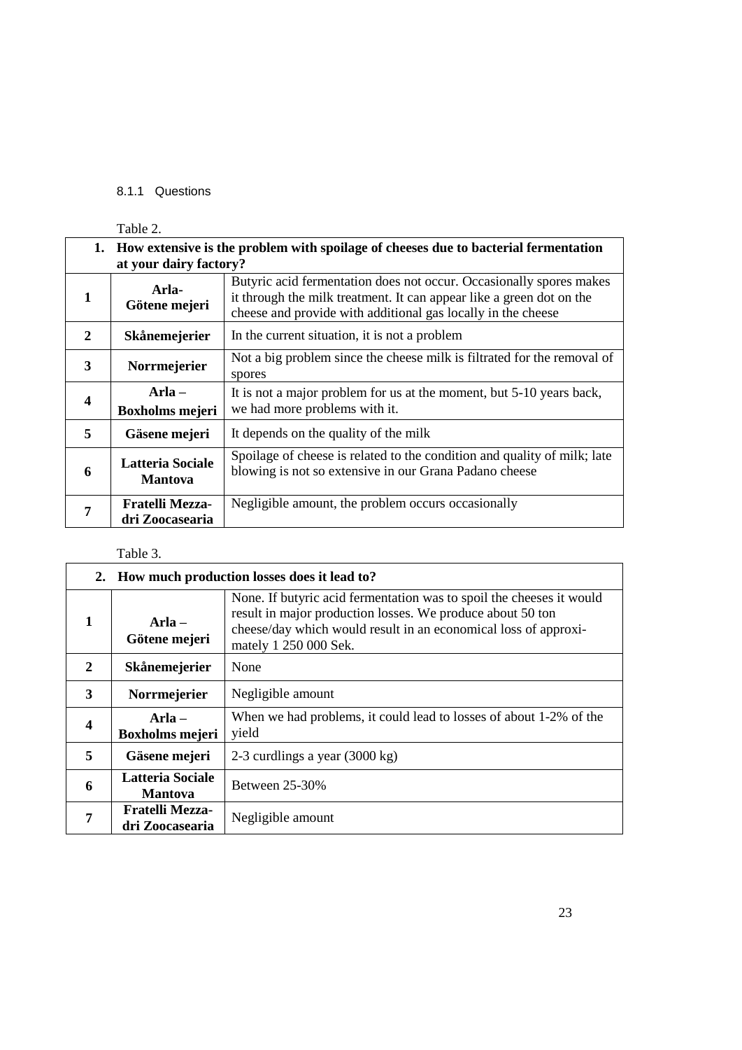### 8.1.1 Questions

Table 2.

| 1. How extensive is the problem with spoilage of cheeses due to bacterial fermentation at your dairy factory? | | |
|---|---|---|
| **1** | **Arla-Götene mejeri** | Butyric acid fermentation does not occur. Occasionally spores makes it through the milk treatment. It can appear like a green dot on the cheese and provide with additional gas locally in the cheese |
| **2** | **Skånemejerier** | In the current situation, it is not a problem |
| **3** | **Norrmejerier** | Not a big problem since the cheese milk is filtrated for the removal of spores |
| **4** | **Arla – Boxholms mejeri** | It is not a major problem for us at the moment, but 5-10 years back, we had more problems with it. |
| **5** | **Gäsene mejeri** | It depends on the quality of the milk |
| **6** | **Latteria Sociale Mantova** | Spoilage of cheese is related to the condition and quality of milk; late blowing is not so extensive in our Grana Padano cheese |
| **7** | **Fratelli Mezzadri Zoocasearia** | Negligible amount, the problem occurs occasionally |

Table 3.

| 2. How much production losses does it lead to? | | |
|---|---|---|
| **1** | **Arla – Götene mejeri** | None. If butyric acid fermentation was to spoil the cheeses it would result in major production losses. We produce about 50 ton cheese/day which would result in an economical loss of approximately 1 250 000 Sek. |
| **2** | **Skånemejerier** | None |
| **3** | **Norrmejerier** | Negligible amount |
| **4** | **Arla – Boxholms mejeri** | When we had problems, it could lead to losses of about 1-2% of the yield |
| **5** | **Gäsene mejeri** | 2-3 curdlings a year (3000 kg) |
| **6** | **Latteria Sociale Mantova** | Between 25-30% |
| **7** | **Fratelli Mezzadri Zoocasearia** | Negligible amount |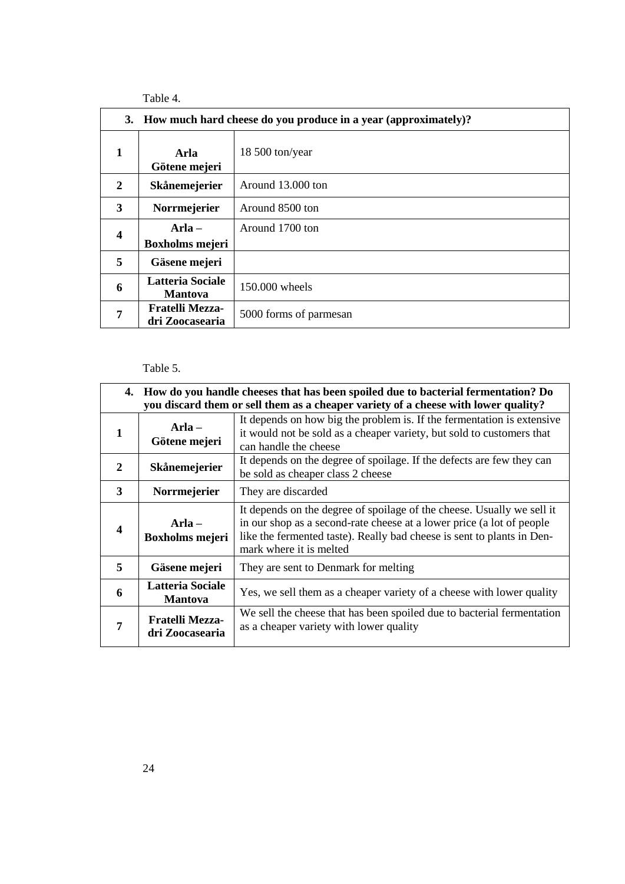Table 4.

| 3. | How much hard cheese do you produce in a year (approximately)? | |
|---|---|---|
| 1 | **Arla Götene mejeri** | 18 500 ton/year |
| 2 | **Skånemejerier** | Around 13.000 ton |
| 3 | **Norrmejerier** | Around 8500 ton |
| 4 | **Arla – Boxholms mejeri** | Around 1700 ton |
| 5 | **Gäsene mejeri** | |
| 6 | **Latteria Sociale Mantova** | 150.000 wheels |
| 7 | **Fratelli Mezza-dri Zoocasearia** | 5000 forms of parmesan |

Table 5.

| 4. | How do you handle cheeses that has been spoiled due to bacterial fermentation? Do you discard them or sell them as a cheaper variety of a cheese with lower quality? | |
|---|---|---|
| 1 | **Arla – Götene mejeri** | It depends on how big the problem is. If the fermentation is extensive it would not be sold as a cheaper variety, but sold to customers that can handle the cheese |
| 2 | **Skånemejerier** | It depends on the degree of spoilage. If the defects are few they can be sold as cheaper class 2 cheese |
| 3 | **Norrmejerier** | They are discarded |
| 4 | **Arla – Boxholms mejeri** | It depends on the degree of spoilage of the cheese. Usually we sell it in our shop as a second-rate cheese at a lower price (a lot of people like the fermented taste). Really bad cheese is sent to plants in Denmark where it is melted |
| 5 | **Gäsene mejeri** | They are sent to Denmark for melting |
| 6 | **Latteria Sociale Mantova** | Yes, we sell them as a cheaper variety of a cheese with lower quality |
| 7 | **Fratelli Mezza-dri Zoocasearia** | We sell the cheese that has been spoiled due to bacterial fermentation as a cheaper variety with lower quality |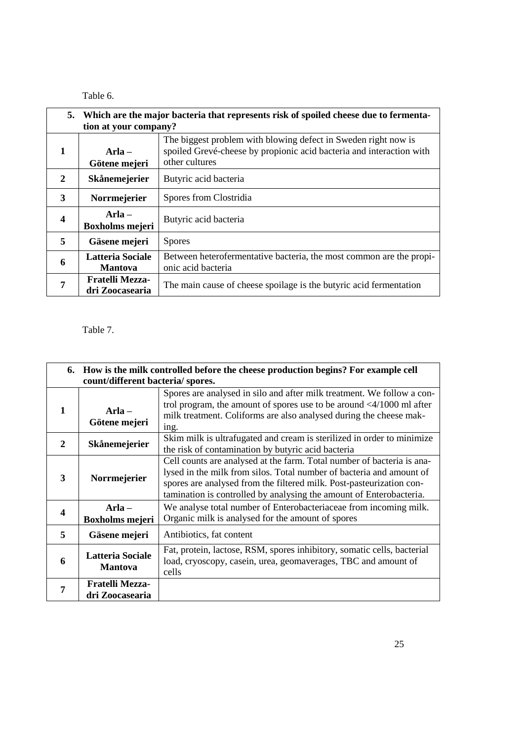Table 6.

| 5. | Which are the major bacteria that represents risk of spoiled cheese due to fermentation at your company? | |
|---|---|---|
| **1** | **Arla – Götene mejeri** | The biggest problem with blowing defect in Sweden right now is spoiled Grevé-cheese by propionic acid bacteria and interaction with other cultures |
| **2** | **Skånemejerier** | Butyric acid bacteria |
| **3** | **Norrmejerier** | Spores from Clostridia |
| **4** | **Arla – Boxholms mejeri** | Butyric acid bacteria |
| **5** | **Gäsene mejeri** | Spores |
| **6** | **Latteria Sociale Mantova** | Between heterofermentative bacteria, the most common are the propionic acid bacteria |
| **7** | **Fratelli Mezzadri Zoocasearia** | The main cause of cheese spoilage is the butyric acid fermentation |

Table 7.

| 6. | How is the milk controlled before the cheese production begins? For example cell count/different bacteria/ spores. | |
|---|---|---|
| **1** | **Arla – Götene mejeri** | Spores are analysed in silo and after milk treatment. We follow a control program, the amount of spores use to be around <4/1000 ml after milk treatment. Coliforms are also analysed during the cheese making. |
| **2** | **Skånemejerier** | Skim milk is ultrafugated and cream is sterilized in order to minimize the risk of contamination by butyric acid bacteria |
| **3** | **Norrmejerier** | Cell counts are analysed at the farm. Total number of bacteria is analysed in the milk from silos. Total number of bacteria and amount of spores are analysed from the filtered milk. Post-pasteurization contamination is controlled by analysing the amount of Enterobacteria. |
| **4** | **Arla – Boxholms mejeri** | We analyse total number of Enterobacteriaceae from incoming milk. Organic milk is analysed for the amount of spores |
| **5** | **Gäsene mejeri** | Antibiotics, fat content |
| **6** | **Latteria Sociale Mantova** | Fat, protein, lactose, RSM, spores inhibitory, somatic cells, bacterial load, cryoscopy, casein, urea, geomaverages, TBC and amount of cells |
| **7** | **Fratelli Mezzadri Zoocasearia** | |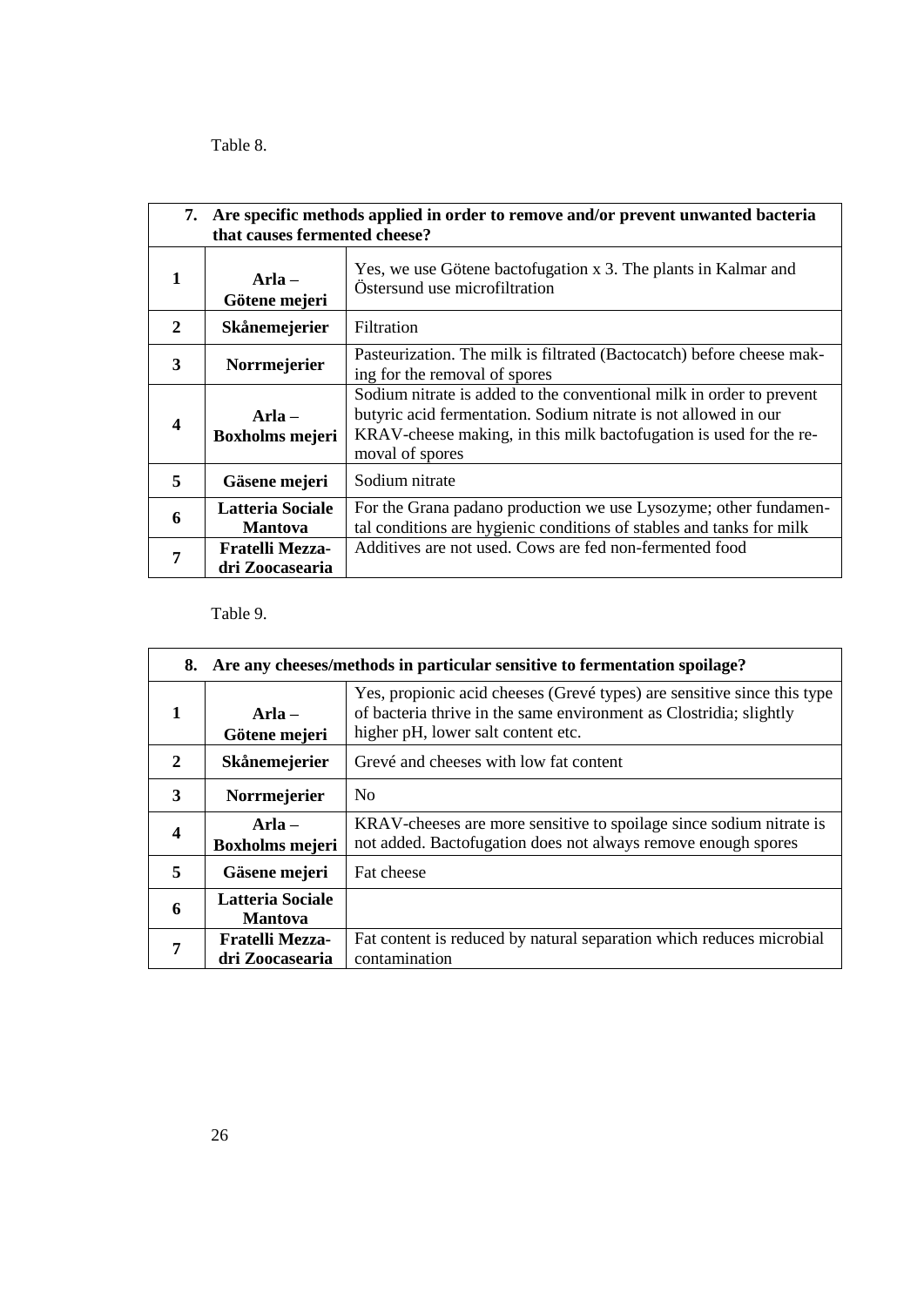Table 8.

| 7. Are specific methods applied in order to remove and/or prevent unwanted bacteria that causes fermented cheese? | | |
|---|---|---|
| **1** | **Arla – Götene mejeri** | Yes, we use Götene bactofugation x 3. The plants in Kalmar and Östersund use microfiltration |
| **2** | **Skånemejerier** | Filtration |
| **3** | **Norrmejerier** | Pasteurization. The milk is filtrated (Bactocatch) before cheese making for the removal of spores |
| **4** | **Arla – Boxholms mejeri** | Sodium nitrate is added to the conventional milk in order to prevent butyric acid fermentation. Sodium nitrate is not allowed in our KRAV-cheese making, in this milk bactofugation is used for the removal of spores |
| **5** | **Gäsene mejeri** | Sodium nitrate |
| **6** | **Latteria Sociale Mantova** | For the Grana padano production we use Lysozyme; other fundamental conditions are hygienic conditions of stables and tanks for milk |
| **7** | **Fratelli Mezzadri Zoocasearia** | Additives are not used. Cows are fed non-fermented food |

Table 9.

| 8. Are any cheeses/methods in particular sensitive to fermentation spoilage? | | |
|---|---|---|
| **1** | **Arla – Götene mejeri** | Yes, propionic acid cheeses (Grevé types) are sensitive since this type of bacteria thrive in the same environment as Clostridia; slightly higher pH, lower salt content etc. |
| **2** | **Skånemejerier** | Grevé and cheeses with low fat content |
| **3** | **Norrmejerier** | No |
| **4** | **Arla – Boxholms mejeri** | KRAV-cheeses are more sensitive to spoilage since sodium nitrate is not added. Bactofugation does not always remove enough spores |
| **5** | **Gäsene mejeri** | Fat cheese |
| **6** | **Latteria Sociale Mantova** | |
| **7** | **Fratelli Mezzadri Zoocasearia** | Fat content is reduced by natural separation which reduces microbial contamination |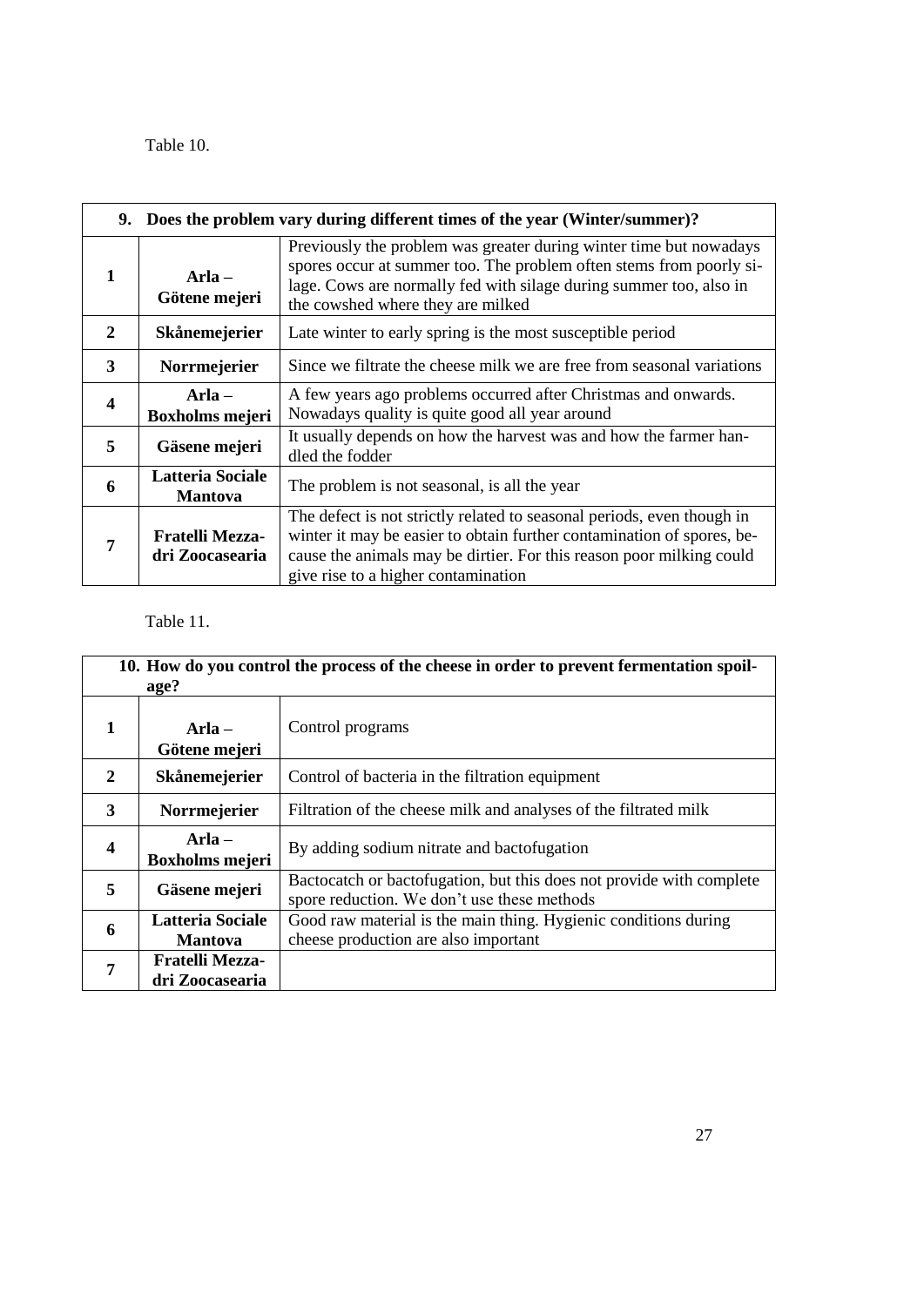Table 10.

| 9. Does the problem vary during different times of the year (Winter/summer)? | | |
|---|---|---|
| 1 | **Arla – Götene mejeri** | Previously the problem was greater during winter time but nowadays spores occur at summer too. The problem often stems from poorly silage. Cows are normally fed with silage during summer too, also in the cowshed where they are milked |
| 2 | **Skånemejerier** | Late winter to early spring is the most susceptible period |
| 3 | **Norrmejerier** | Since we filtrate the cheese milk we are free from seasonal variations |
| 4 | **Arla – Boxholms mejeri** | A few years ago problems occurred after Christmas and onwards. Nowadays quality is quite good all year around |
| 5 | **Gäsene mejeri** | It usually depends on how the harvest was and how the farmer handled the fodder |
| 6 | **Latteria Sociale Mantova** | The problem is not seasonal, is all the year |
| 7 | **Fratelli Mezzadri Zoocasearia** | The defect is not strictly related to seasonal periods, even though in winter it may be easier to obtain further contamination of spores, because the animals may be dirtier. For this reason poor milking could give rise to a higher contamination |

Table 11.

| 10. How do you control the process of the cheese in order to prevent fermentation spoilage? | | |
|---|---|---|
| 1 | **Arla – Götene mejeri** | Control programs |
| 2 | **Skånemejerier** | Control of bacteria in the filtration equipment |
| 3 | **Norrmejerier** | Filtration of the cheese milk and analyses of the filtrated milk |
| 4 | **Arla – Boxholms mejeri** | By adding sodium nitrate and bactofugation |
| 5 | **Gäsene mejeri** | Bactocatch or bactofugation, but this does not provide with complete spore reduction. We don't use these methods |
| 6 | **Latteria Sociale Mantova** | Good raw material is the main thing. Hygienic conditions during cheese production are also important |
| 7 | **Fratelli Mezzadri Zoocasearia** | |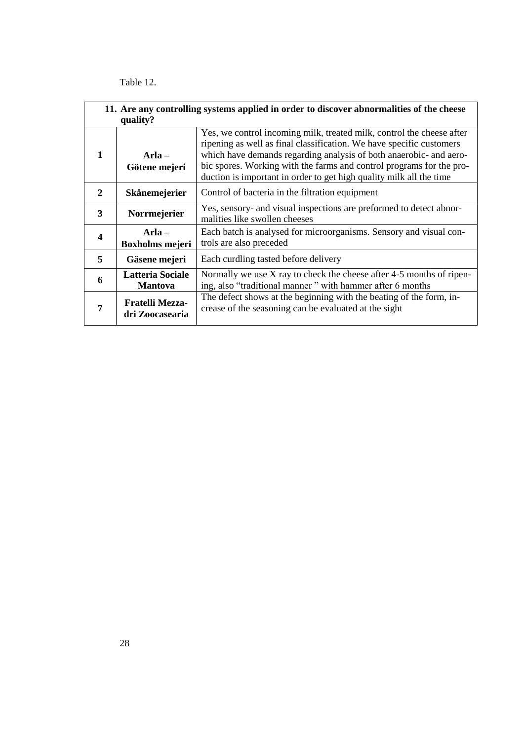Table 12.

| 11. Are any controlling systems applied in order to discover abnormalities of the cheese quality? | | |
|---|---|---|
| **1** | **Arla – Götene mejeri** | Yes, we control incoming milk, treated milk, control the cheese after ripening as well as final classification. We have specific customers which have demands regarding analysis of both anaerobic- and aerobic spores. Working with the farms and control programs for the production is important in order to get high quality milk all the time |
| **2** | **Skånemejerier** | Control of bacteria in the filtration equipment |
| **3** | **Norrmejerier** | Yes, sensory- and visual inspections are preformed to detect abnormalities like swollen cheeses |
| **4** | **Arla – Boxholms mejeri** | Each batch is analysed for microorganisms. Sensory and visual controls are also preceded |
| **5** | **Gäsene mejeri** | Each curdling tasted before delivery |
| **6** | **Latteria Sociale Mantova** | Normally we use X ray to check the cheese after 4-5 months of ripening, also "traditional manner " with hammer after 6 months |
| **7** | **Fratelli Mezzadri Zoocasearia** | The defect shows at the beginning with the beating of the form, increase of the seasoning can be evaluated at the sight |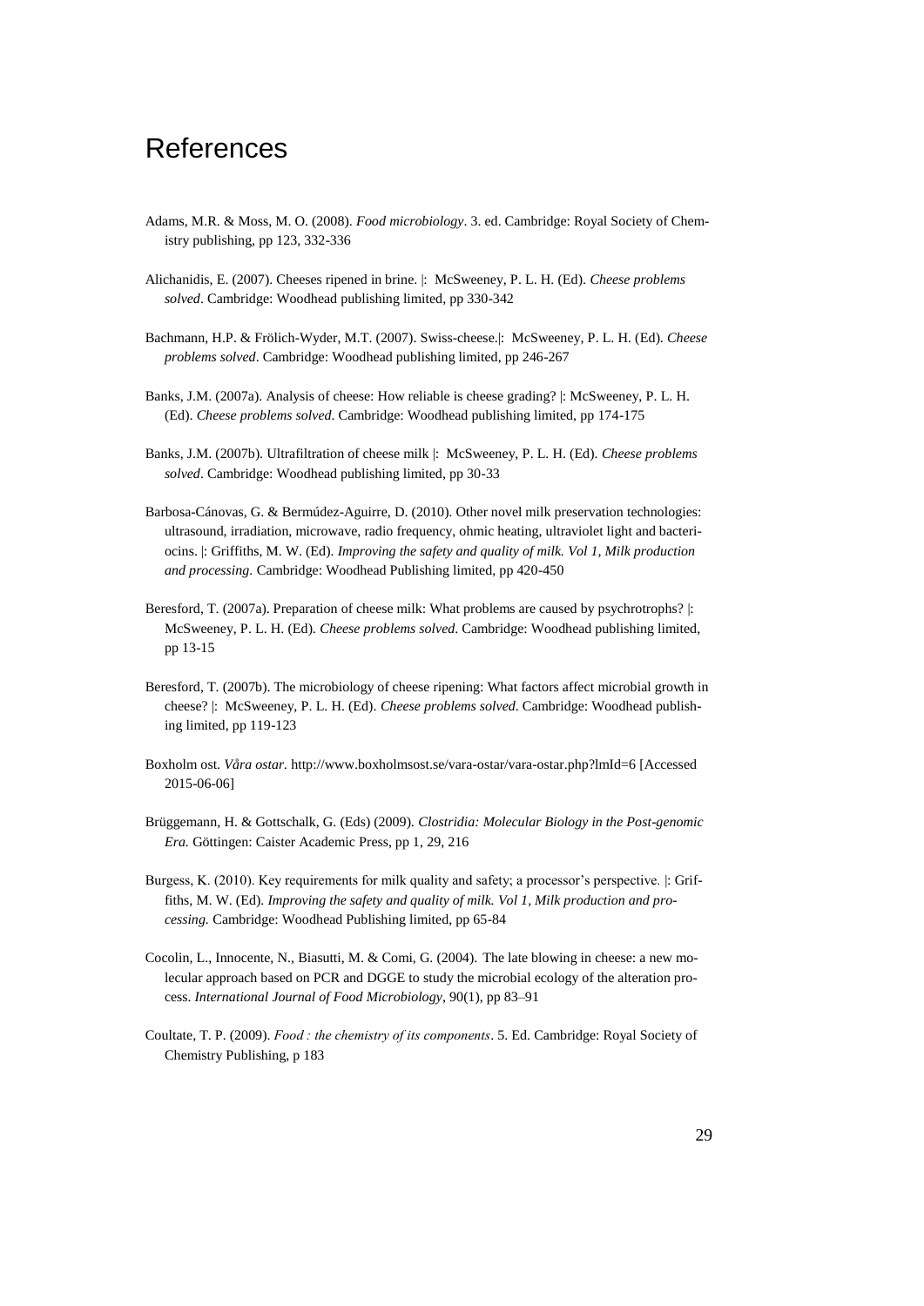# References

Adams, M.R. & Moss, M. O. (2008). *Food microbiology*. 3. ed. Cambridge: Royal Society of Chemistry publishing, pp 123, 332-336

Alichanidis, E. (2007). Cheeses ripened in brine. |: McSweeney, P. L. H. (Ed). *Cheese problems solved*. Cambridge: Woodhead publishing limited, pp 330-342

Bachmann, H.P. & Frölich-Wyder, M.T. (2007). Swiss-cheese.|: McSweeney, P. L. H. (Ed). *Cheese problems solved*. Cambridge: Woodhead publishing limited, pp 246-267

Banks, J.M. (2007a). Analysis of cheese: How reliable is cheese grading? |: McSweeney, P. L. H. (Ed). *Cheese problems solved*. Cambridge: Woodhead publishing limited, pp 174-175

Banks, J.M. (2007b). Ultrafiltration of cheese milk |: McSweeney, P. L. H. (Ed). *Cheese problems solved*. Cambridge: Woodhead publishing limited, pp 30-33

Barbosa-Cánovas, G. & Bermúdez-Aguirre, D. (2010). Other novel milk preservation technologies: ultrasound, irradiation, microwave, radio frequency, ohmic heating, ultraviolet light and bacteriocins. |: Griffiths, M. W. (Ed). *Improving the safety and quality of milk. Vol 1, Milk production and processing.* Cambridge: Woodhead Publishing limited, pp 420-450

Beresford, T. (2007a). Preparation of cheese milk: What problems are caused by psychrotrophs? |: McSweeney, P. L. H. (Ed). *Cheese problems solved*. Cambridge: Woodhead publishing limited, pp 13-15

Beresford, T. (2007b). The microbiology of cheese ripening: What factors affect microbial growth in cheese? |: McSweeney, P. L. H. (Ed). *Cheese problems solved*. Cambridge: Woodhead publishing limited, pp 119-123

Boxholm ost. *Våra ostar.* http://www.boxholmsost.se/vara-ostar/vara-ostar.php?lmId=6 [Accessed 2015-06-06]

Brüggemann, H. & Gottschalk, G. (Eds) (2009). *Clostridia: Molecular Biology in the Post-genomic Era.* Göttingen: Caister Academic Press, pp 1, 29, 216

Burgess, K. (2010). Key requirements for milk quality and safety; a processor's perspective. |: Griffiths, M. W. (Ed). *Improving the safety and quality of milk. Vol 1, Milk production and processing.* Cambridge: Woodhead Publishing limited, pp 65-84

Cocolin, L., Innocente, N., Biasutti, M. & Comi, G. (2004). The late blowing in cheese: a new molecular approach based on PCR and DGGE to study the microbial ecology of the alteration process. *International Journal of Food Microbiology*, 90(1), pp 83–91

Coultate, T. P. (2009). *Food : the chemistry of its components*. 5. Ed. Cambridge: Royal Society of Chemistry Publishing, p 183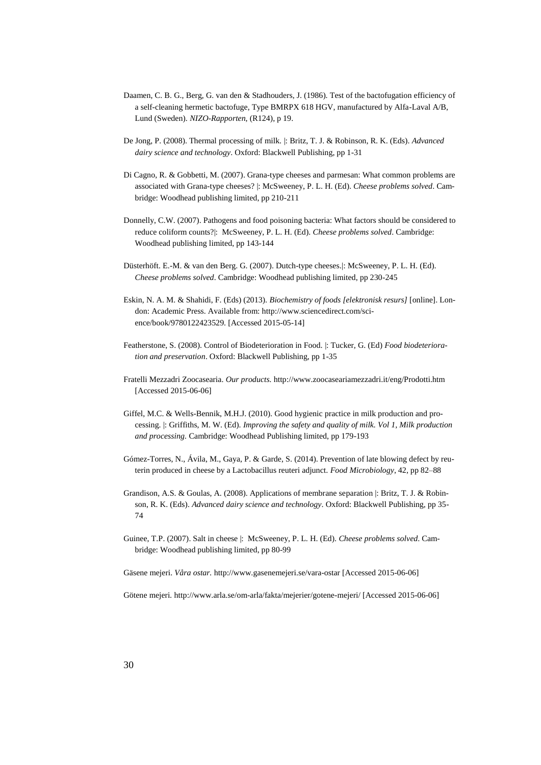Daamen, C. B. G., Berg, G. van den & Stadhouders, J. (1986). Test of the bactofugation efficiency of a self-cleaning hermetic bactofuge, Type BMRPX 618 HGV, manufactured by Alfa-Laval A/B, Lund (Sweden). *NIZO-Rapporten*, (R124), p 19.

De Jong, P. (2008). Thermal processing of milk. |: Britz, T. J. & Robinson, R. K. (Eds). *Advanced dairy science and technology*. Oxford: Blackwell Publishing, pp 1-31

Di Cagno, R. & Gobbetti, M. (2007). Grana-type cheeses and parmesan: What common problems are associated with Grana-type cheeses? |: McSweeney, P. L. H. (Ed). *Cheese problems solved*. Cambridge: Woodhead publishing limited, pp 210-211

Donnelly, C.W. (2007). Pathogens and food poisoning bacteria: What factors should be considered to reduce coliform counts?|: McSweeney, P. L. H. (Ed). *Cheese problems solved*. Cambridge: Woodhead publishing limited, pp 143-144

Düsterhöft. E.-M. & van den Berg. G. (2007). Dutch-type cheeses.|: McSweeney, P. L. H. (Ed). *Cheese problems solved*. Cambridge: Woodhead publishing limited, pp 230-245

Eskin, N. A. M. & Shahidi, F. (Eds) (2013). *Biochemistry of foods [elektronisk resurs]* [online]. London: Academic Press. Available from: http://www.sciencedirect.com/science/book/9780122423529. [Accessed 2015-05-14]

Featherstone, S. (2008). Control of Biodeterioration in Food. |: Tucker, G. (Ed) *Food biodeterioration and preservation*. Oxford: Blackwell Publishing, pp 1-35

Fratelli Mezzadri Zoocasearia. *Our products.* http://www.zoocaseariamezzadri.it/eng/Prodotti.htm [Accessed 2015-06-06]

Giffel, M.C. & Wells-Bennik, M.H.J. (2010). Good hygienic practice in milk production and processing. |: Griffiths, M. W. (Ed). *Improving the safety and quality of milk. Vol 1, Milk production and processing.* Cambridge: Woodhead Publishing limited, pp 179-193

Gómez-Torres, N., Ávila, M., Gaya, P. & Garde, S. (2014). Prevention of late blowing defect by reuterin produced in cheese by a Lactobacillus reuteri adjunct. *Food Microbiology*, 42, pp 82–88

Grandison, A.S. & Goulas, A. (2008). Applications of membrane separation |: Britz, T. J. & Robinson, R. K. (Eds). *Advanced dairy science and technology*. Oxford: Blackwell Publishing, pp 35-74

Guinee, T.P. (2007). Salt in cheese |: McSweeney, P. L. H. (Ed). *Cheese problems solved*. Cambridge: Woodhead publishing limited, pp 80-99

Gäsene mejeri. *Våra ostar.* http://www.gasenemejeri.se/vara-ostar [Accessed 2015-06-06]

Götene mejeri. http://www.arla.se/om-arla/fakta/mejerier/gotene-mejeri/ [Accessed 2015-06-06]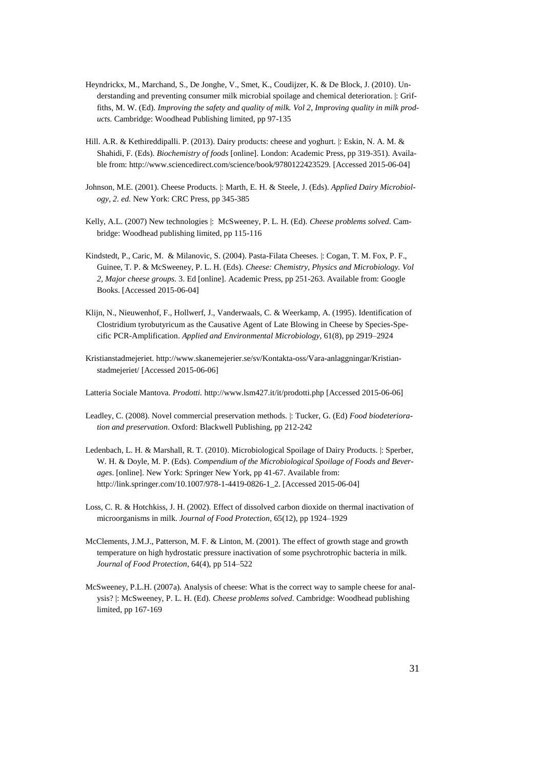Heyndrickx, M., Marchand, S., De Jonghe, V., Smet, K., Coudijzer, K. & De Block, J. (2010). Understanding and preventing consumer milk microbial spoilage and chemical deterioration. |: Griffiths, M. W. (Ed). *Improving the safety and quality of milk. Vol 2, Improving quality in milk products.* Cambridge: Woodhead Publishing limited, pp 97-135

Hill. A.R. & Kethireddipalli. P. (2013). Dairy products: cheese and yoghurt. |: Eskin, N. A. M. & Shahidi, F. (Eds). *Biochemistry of foods* [online]. London: Academic Press, pp 319-351). Available from: http://www.sciencedirect.com/science/book/9780122423529. [Accessed 2015-06-04]

Johnson, M.E. (2001). Cheese Products. |: Marth, E. H. & Steele, J. (Eds). *Applied Dairy Microbiology, 2. ed.* New York: CRC Press, pp 345-385

Kelly, A.L. (2007) New technologies |: McSweeney, P. L. H. (Ed). *Cheese problems solved*. Cambridge: Woodhead publishing limited, pp 115-116

Kindstedt, P., Caric, M. & Milanovic, S. (2004). Pasta-Filata Cheeses. |: Cogan, T. M. Fox, P. F., Guinee, T. P. & McSweeney, P. L. H. (Eds). *Cheese: Chemistry, Physics and Microbiology. Vol 2, Major cheese groups.* 3. Ed [online]. Academic Press, pp 251-263. Available from: Google Books. [Accessed 2015-06-04]

Klijn, N., Nieuwenhof, F., Hollwerf, J., Vanderwaals, C. & Weerkamp, A. (1995). Identification of Clostridium tyrobutyricum as the Causative Agent of Late Blowing in Cheese by Species-Specific PCR-Amplification. *Applied and Environmental Microbiology*, 61(8), pp 2919–2924

Kristianstadmejeriet. http://www.skanemejerier.se/sv/Kontakta-oss/Vara-anlaggningar/Kristianstadmejeriet/ [Accessed 2015-06-06]

Latteria Sociale Mantova. *Prodotti.* http://www.lsm427.it/it/prodotti.php [Accessed 2015-06-06]

Leadley, C. (2008). Novel commercial preservation methods. |: Tucker, G. (Ed) *Food biodeterioration and preservation*. Oxford: Blackwell Publishing, pp 212-242

Ledenbach, L. H. & Marshall, R. T. (2010). Microbiological Spoilage of Dairy Products. |: Sperber, W. H. & Doyle, M. P. (Eds). *Compendium of the Microbiological Spoilage of Foods and Beverages*. [online]. New York: Springer New York, pp 41-67. Available from: http://link.springer.com/10.1007/978-1-4419-0826-1_2. [Accessed 2015-06-04]

Loss, C. R. & Hotchkiss, J. H. (2002). Effect of dissolved carbon dioxide on thermal inactivation of microorganisms in milk. *Journal of Food Protection*, 65(12), pp 1924–1929

McClements, J.M.J., Patterson, M. F. & Linton, M. (2001). The effect of growth stage and growth temperature on high hydrostatic pressure inactivation of some psychrotrophic bacteria in milk. *Journal of Food Protection*, 64(4), pp 514–522

McSweeney, P.L.H. (2007a). Analysis of cheese: What is the correct way to sample cheese for analysis? |: McSweeney, P. L. H. (Ed). *Cheese problems solved*. Cambridge: Woodhead publishing limited, pp 167-169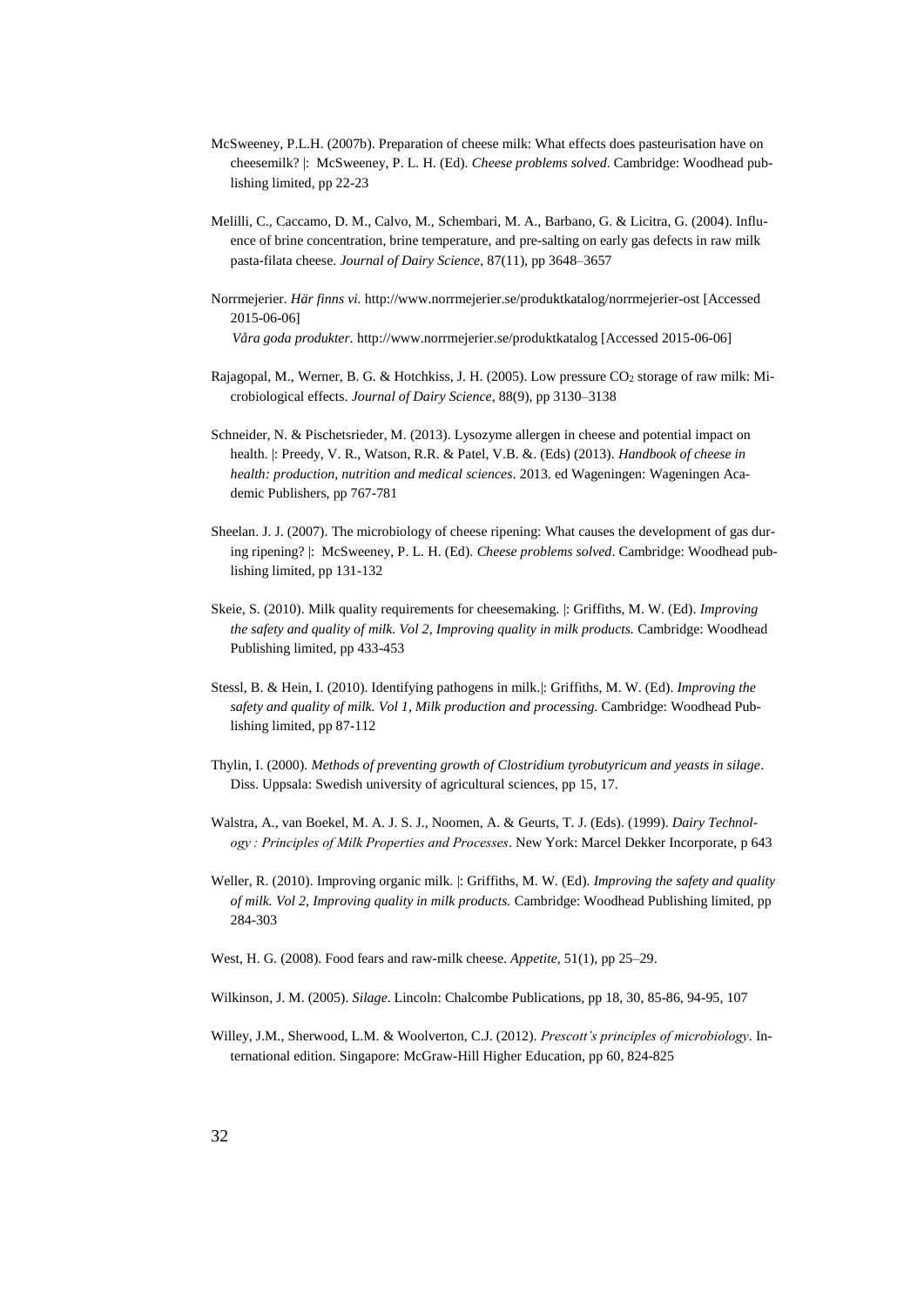McSweeney, P.L.H. (2007b). Preparation of cheese milk: What effects does pasteurisation have on cheesemilk? |: McSweeney, P. L. H. (Ed). *Cheese problems solved*. Cambridge: Woodhead publishing limited, pp 22-23

Melilli, C., Caccamo, D. M., Calvo, M., Schembari, M. A., Barbano, G. & Licitra, G. (2004). Influence of brine concentration, brine temperature, and pre-salting on early gas defects in raw milk pasta-filata cheese. *Journal of Dairy Science*, 87(11), pp 3648–3657

Norrmejerier. *Här finns vi.* http://www.norrmejerier.se/produktkatalog/norrmejerier-ost [Accessed 2015-06-06]
*Våra goda produkter.* http://www.norrmejerier.se/produktkatalog [Accessed 2015-06-06]

Rajagopal, M., Werner, B. G. & Hotchkiss, J. H. (2005). Low pressure $CO_2$ storage of raw milk: Microbiological effects. *Journal of Dairy Science*, 88(9), pp 3130–3138

Schneider, N. & Pischetsrieder, M. (2013). Lysozyme allergen in cheese and potential impact on health. |: Preedy, V. R., Watson, R.R. & Patel, V.B. &. (Eds) (2013). *Handbook of cheese in health: production, nutrition and medical sciences*. 2013. ed Wageningen: Wageningen Academic Publishers, pp 767-781

Sheelan. J. J. (2007). The microbiology of cheese ripening: What causes the development of gas during ripening? |: McSweeney, P. L. H. (Ed). *Cheese problems solved*. Cambridge: Woodhead publishing limited, pp 131-132

Skeie, S. (2010). Milk quality requirements for cheesemaking. |: Griffiths, M. W. (Ed). *Improving the safety and quality of milk. Vol 2, Improving quality in milk products.* Cambridge: Woodhead Publishing limited, pp 433-453

Stessl, B. & Hein, I. (2010). Identifying pathogens in milk.|: Griffiths, M. W. (Ed). *Improving the safety and quality of milk. Vol 1, Milk production and processing.* Cambridge: Woodhead Publishing limited, pp 87-112

Thylin, I. (2000). *Methods of preventing growth of Clostridium tyrobutyricum and yeasts in silage*. Diss. Uppsala: Swedish university of agricultural sciences, pp 15, 17.

Walstra, A., van Boekel, M. A. J. S. J., Noomen, A. & Geurts, T. J. (Eds). (1999). *Dairy Technology : Principles of Milk Properties and Processes*. New York: Marcel Dekker Incorporate, p 643

Weller, R. (2010). Improving organic milk. |: Griffiths, M. W. (Ed). *Improving the safety and quality of milk. Vol 2, Improving quality in milk products.* Cambridge: Woodhead Publishing limited, pp 284-303

West, H. G. (2008). Food fears and raw-milk cheese. *Appetite*, 51(1), pp 25–29.

Wilkinson, J. M. (2005). *Silage*. Lincoln: Chalcombe Publications, pp 18, 30, 85-86, 94-95, 107

Willey, J.M., Sherwood, L.M. & Woolverton, C.J. (2012). *Prescott's principles of microbiology*. International edition. Singapore: McGraw-Hill Higher Education, pp 60, 824-825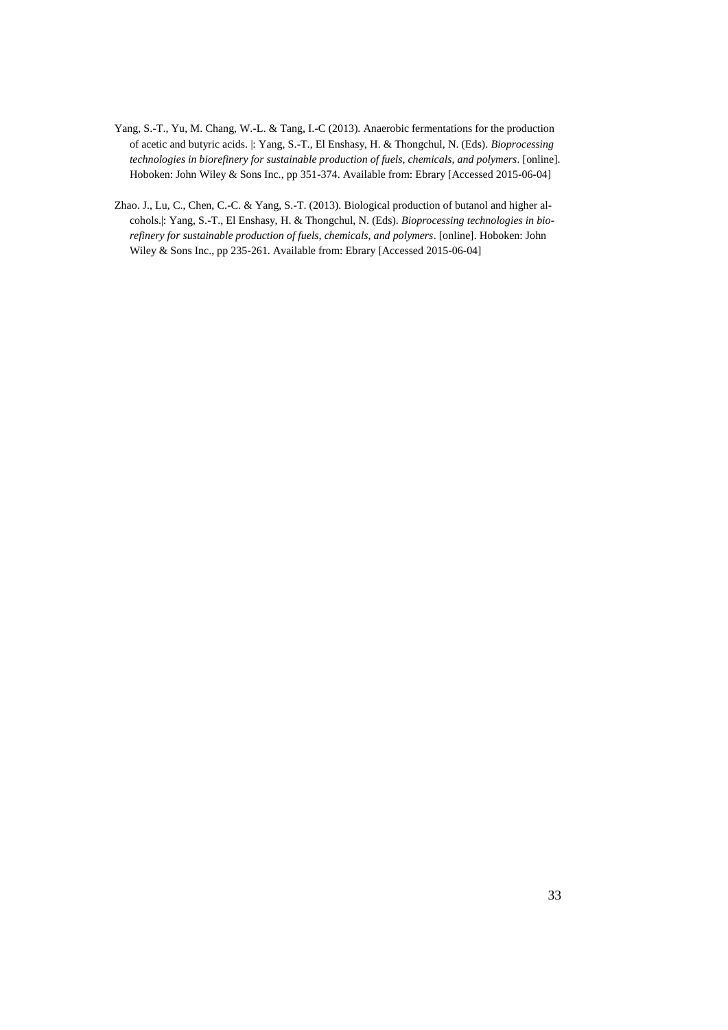Yang, S.-T., Yu, M. Chang, W.-L. & Tang, I.-C (2013). Anaerobic fermentations for the production of acetic and butyric acids. |: Yang, S.-T., El Enshasy, H. & Thongchul, N. (Eds). *Bioprocessing technologies in biorefinery for sustainable production of fuels, chemicals, and polymers*. [online]. Hoboken: John Wiley & Sons Inc., pp 351-374. Available from: Ebrary [Accessed 2015-06-04]

Zhao. J., Lu, C., Chen, C.-C. & Yang, S.-T. (2013). Biological production of butanol and higher alcohols.|: Yang, S.-T., El Enshasy, H. & Thongchul, N. (Eds). *Bioprocessing technologies in biorefinery for sustainable production of fuels, chemicals, and polymers*. [online]. Hoboken: John Wiley & Sons Inc., pp 235-261. Available from: Ebrary [Accessed 2015-06-04]